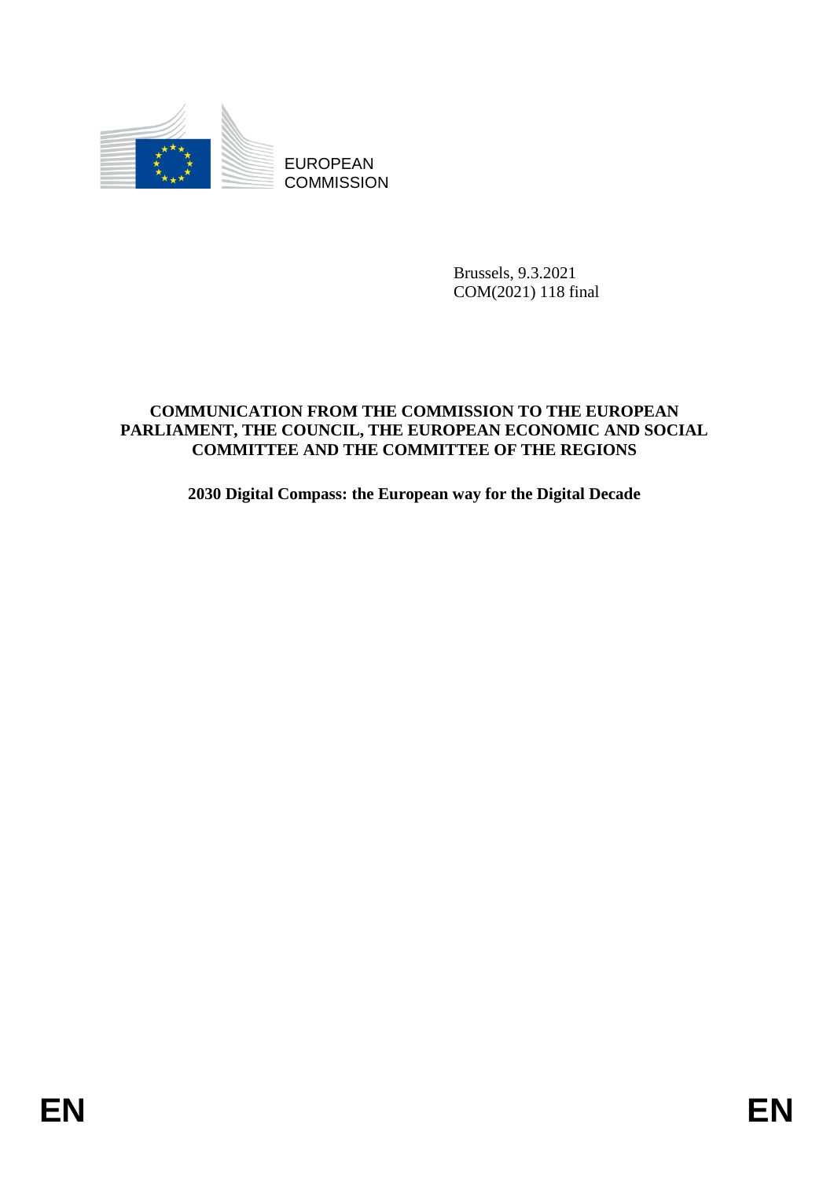EUROPEAN
COMMISSION

Brussels, 9.3.2021
COM(2021) 118 final

**COMMUNICATION FROM THE COMMISSION TO THE EUROPEAN PARLIAMENT, THE COUNCIL, THE EUROPEAN ECONOMIC AND SOCIAL COMMITTEE AND THE COMMITTEE OF THE REGIONS**

# 2030 Digital Compass: the European way for the Digital Decade

EN EN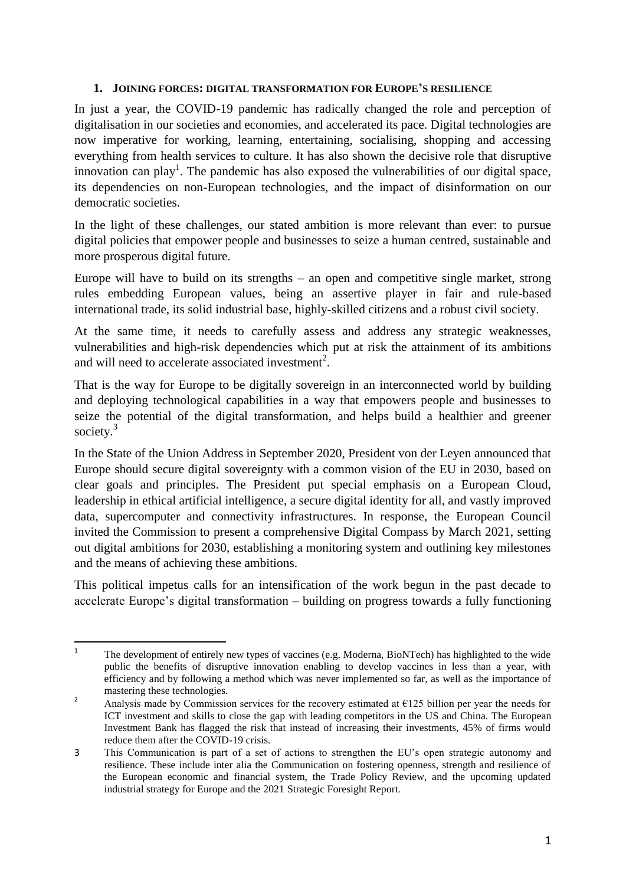## 1. JOINING FORCES: DIGITAL TRANSFORMATION FOR EUROPE'S RESILIENCE

In just a year, the COVID-19 pandemic has radically changed the role and perception of digitalisation in our societies and economies, and accelerated its pace. Digital technologies are now imperative for working, learning, entertaining, socialising, shopping and accessing everything from health services to culture. It has also shown the decisive role that disruptive innovation can play[1]. The pandemic has also exposed the vulnerabilities of our digital space, its dependencies on non-European technologies, and the impact of disinformation on our democratic societies.

In the light of these challenges, our stated ambition is more relevant than ever: to pursue digital policies that empower people and businesses to seize a human centred, sustainable and more prosperous digital future.

Europe will have to build on its strengths – an open and competitive single market, strong rules embedding European values, being an assertive player in fair and rule-based international trade, its solid industrial base, highly-skilled citizens and a robust civil society.

At the same time, it needs to carefully assess and address any strategic weaknesses, vulnerabilities and high-risk dependencies which put at risk the attainment of its ambitions and will need to accelerate associated investment[2].

That is the way for Europe to be digitally sovereign in an interconnected world by building and deploying technological capabilities in a way that empowers people and businesses to seize the potential of the digital transformation, and helps build a healthier and greener society.[3]

In the State of the Union Address in September 2020, President von der Leyen announced that Europe should secure digital sovereignty with a common vision of the EU in 2030, based on clear goals and principles. The President put special emphasis on a European Cloud, leadership in ethical artificial intelligence, a secure digital identity for all, and vastly improved data, supercomputer and connectivity infrastructures. In response, the European Council invited the Commission to present a comprehensive Digital Compass by March 2021, setting out digital ambitions for 2030, establishing a monitoring system and outlining key milestones and the means of achieving these ambitions.

This political impetus calls for an intensification of the work begun in the past decade to accelerate Europe's digital transformation – building on progress towards a fully functioning

---

[1] The development of entirely new types of vaccines (e.g. Moderna, BioNTech) has highlighted to the wide public the benefits of disruptive innovation enabling to develop vaccines in less than a year, with efficiency and by following a method which was never implemented so far, as well as the importance of mastering these technologies.

[2] Analysis made by Commission services for the recovery estimated at €125 billion per year the needs for ICT investment and skills to close the gap with leading competitors in the US and China. The European Investment Bank has flagged the risk that instead of increasing their investments, 45% of firms would reduce them after the COVID-19 crisis.

[3] This Communication is part of a set of actions to strengthen the EU's open strategic autonomy and resilience. These include inter alia the Communication on fostering openness, strength and resilience of the European economic and financial system, the Trade Policy Review, and the upcoming updated industrial strategy for Europe and the 2021 Strategic Foresight Report.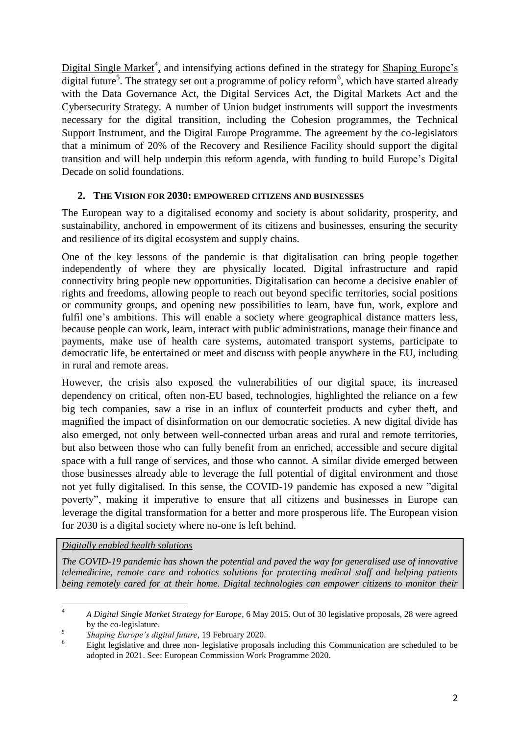Digital Single Market[4], and intensifying actions defined in the strategy for Shaping Europe's digital future[5]. The strategy set out a programme of policy reform[6], which have started already with the Data Governance Act, the Digital Services Act, the Digital Markets Act and the Cybersecurity Strategy. A number of Union budget instruments will support the investments necessary for the digital transition, including the Cohesion programmes, the Technical Support Instrument, and the Digital Europe Programme. The agreement by the co-legislators that a minimum of 20% of the Recovery and Resilience Facility should support the digital transition and will help underpin this reform agenda, with funding to build Europe's Digital Decade on solid foundations.

## 2. THE VISION FOR 2030: EMPOWERED CITIZENS AND BUSINESSES

The European way to a digitalised economy and society is about solidarity, prosperity, and sustainability, anchored in empowerment of its citizens and businesses, ensuring the security and resilience of its digital ecosystem and supply chains.

One of the key lessons of the pandemic is that digitalisation can bring people together independently of where they are physically located. Digital infrastructure and rapid connectivity bring people new opportunities. Digitalisation can become a decisive enabler of rights and freedoms, allowing people to reach out beyond specific territories, social positions or community groups, and opening new possibilities to learn, have fun, work, explore and fulfil one's ambitions. This will enable a society where geographical distance matters less, because people can work, learn, interact with public administrations, manage their finance and payments, make use of health care systems, automated transport systems, participate to democratic life, be entertained or meet and discuss with people anywhere in the EU, including in rural and remote areas.

However, the crisis also exposed the vulnerabilities of our digital space, its increased dependency on critical, often non-EU based, technologies, highlighted the reliance on a few big tech companies, saw a rise in an influx of counterfeit products and cyber theft, and magnified the impact of disinformation on our democratic societies. A new digital divide has also emerged, not only between well-connected urban areas and rural and remote territories, but also between those who can fully benefit from an enriched, accessible and secure digital space with a full range of services, and those who cannot. A similar divide emerged between those businesses already able to leverage the full potential of digital environment and those not yet fully digitalised. In this sense, the COVID-19 pandemic has exposed a new "digital poverty", making it imperative to ensure that all citizens and businesses in Europe can leverage the digital transformation for a better and more prosperous life. The European vision for 2030 is a digital society where no-one is left behind.

*Digitally enabled health solutions*

*The COVID-19 pandemic has shown the potential and paved the way for generalised use of innovative telemedicine, remote care and robotics solutions for protecting medical staff and helping patients being remotely cared for at their home. Digital technologies can empower citizens to monitor their*

---

[4] *A Digital Single Market Strategy for Europe*, 6 May 2015. Out of 30 legislative proposals, 28 were agreed by the co-legislature.

[5] *Shaping Europe's digital future*, 19 February 2020.

[6] Eight legislative and three non- legislative proposals including this Communication are scheduled to be adopted in 2021. See: European Commission Work Programme 2020.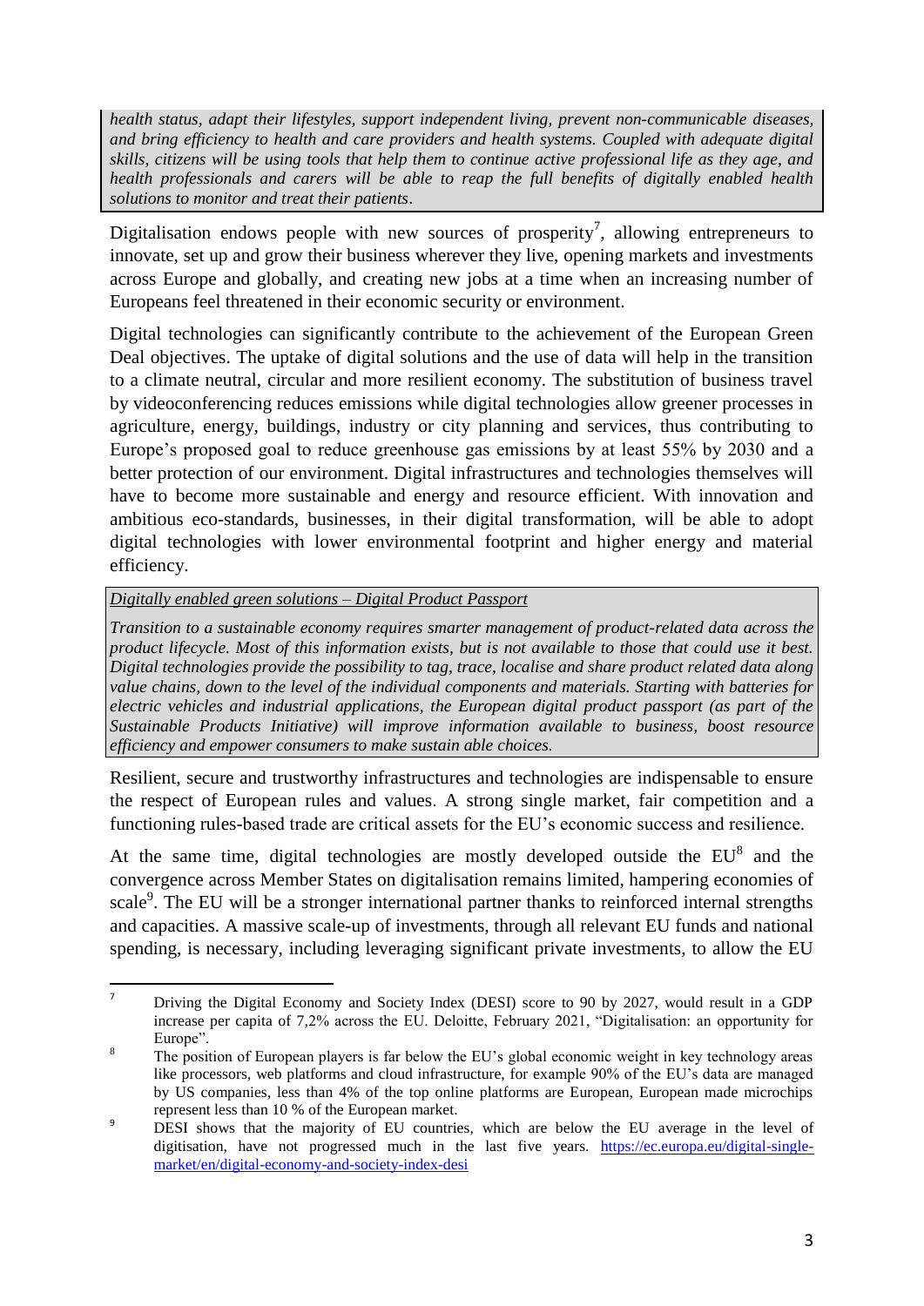*health status, adapt their lifestyles, support independent living, prevent non-communicable diseases, and bring efficiency to health and care providers and health systems. Coupled with adequate digital skills, citizens will be using tools that help them to continue active professional life as they age, and health professionals and carers will be able to reap the full benefits of digitally enabled health solutions to monitor and treat their patients*.

Digitalisation endows people with new sources of prosperity[7], allowing entrepreneurs to innovate, set up and grow their business wherever they live, opening markets and investments across Europe and globally, and creating new jobs at a time when an increasing number of Europeans feel threatened in their economic security or environment.

Digital technologies can significantly contribute to the achievement of the European Green Deal objectives. The uptake of digital solutions and the use of data will help in the transition to a climate neutral, circular and more resilient economy. The substitution of business travel by videoconferencing reduces emissions while digital technologies allow greener processes in agriculture, energy, buildings, industry or city planning and services, thus contributing to Europe's proposed goal to reduce greenhouse gas emissions by at least 55% by 2030 and a better protection of our environment. Digital infrastructures and technologies themselves will have to become more sustainable and energy and resource efficient. With innovation and ambitious eco-standards, businesses, in their digital transformation, will be able to adopt digital technologies with lower environmental footprint and higher energy and material efficiency.

*Digitally enabled green solutions – Digital Product Passport*

*Transition to a sustainable economy requires smarter management of product-related data across the product lifecycle. Most of this information exists, but is not available to those that could use it best. Digital technologies provide the possibility to tag, trace, localise and share product related data along value chains, down to the level of the individual components and materials. Starting with batteries for electric vehicles and industrial applications, the European digital product passport (as part of the Sustainable Products Initiative) will improve information available to business, boost resource efficiency and empower consumers to make sustain able choices.*

Resilient, secure and trustworthy infrastructures and technologies are indispensable to ensure the respect of European rules and values. A strong single market, fair competition and a functioning rules-based trade are critical assets for the EU's economic success and resilience.

At the same time, digital technologies are mostly developed outside the EU[8] and the convergence across Member States on digitalisation remains limited, hampering economies of scale[9]. The EU will be a stronger international partner thanks to reinforced internal strengths and capacities. A massive scale-up of investments, through all relevant EU funds and national spending, is necessary, including leveraging significant private investments, to allow the EU

---

[7] Driving the Digital Economy and Society Index (DESI) score to 90 by 2027, would result in a GDP increase per capita of 7,2% across the EU. Deloitte, February 2021, "Digitalisation: an opportunity for Europe".

[8] The position of European players is far below the EU's global economic weight in key technology areas like processors, web platforms and cloud infrastructure, for example 90% of the EU's data are managed by US companies, less than 4% of the top online platforms are European, European made microchips represent less than 10 % of the European market.

[9] DESI shows that the majority of EU countries, which are below the EU average in the level of digitisation, have not progressed much in the last five years. https://ec.europa.eu/digital-single-market/en/digital-economy-and-society-index-desi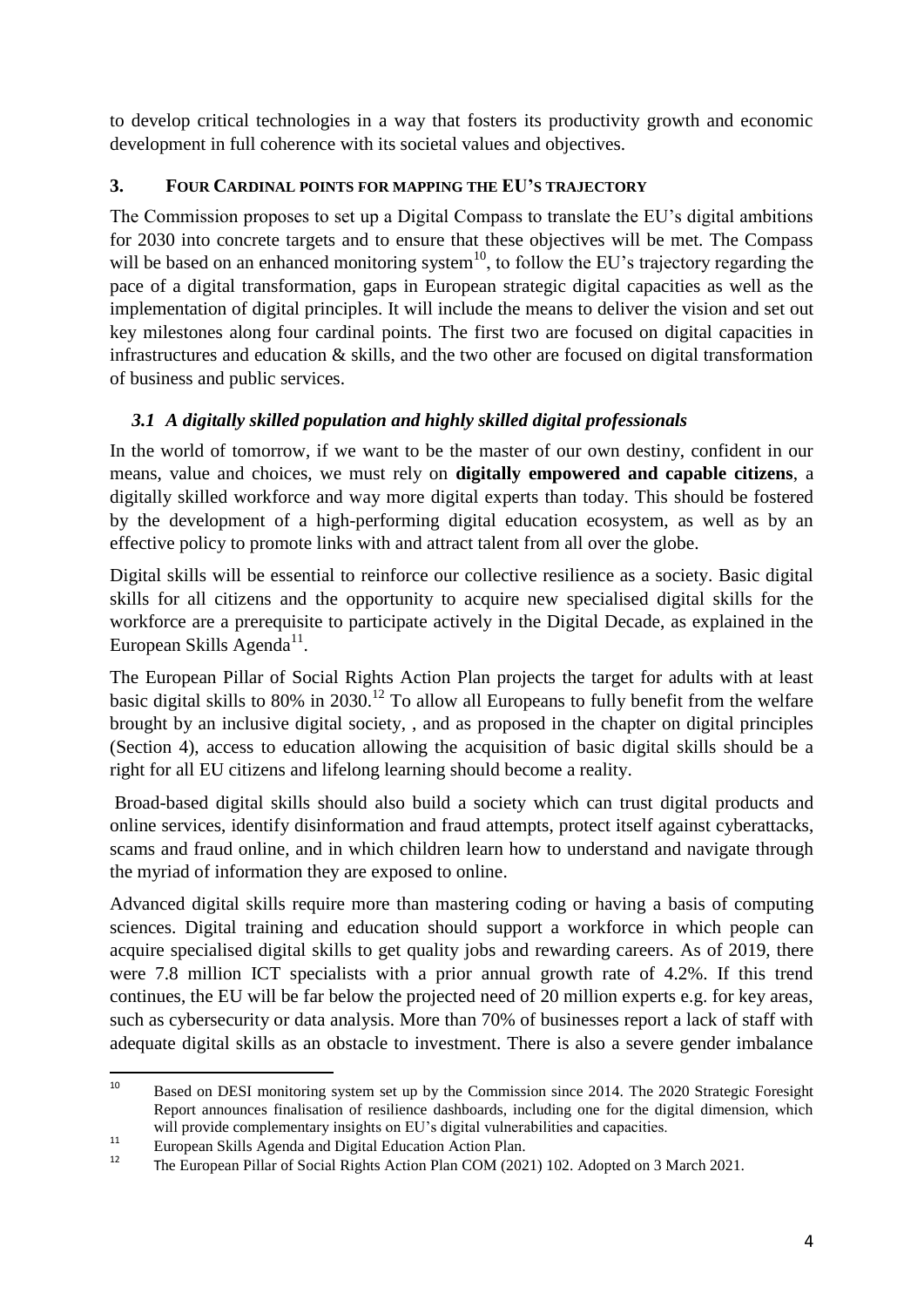to develop critical technologies in a way that fosters its productivity growth and economic development in full coherence with its societal values and objectives.

## 3. FOUR CARDINAL POINTS FOR MAPPING THE EU'S TRAJECTORY

The Commission proposes to set up a Digital Compass to translate the EU's digital ambitions for 2030 into concrete targets and to ensure that these objectives will be met. The Compass will be based on an enhanced monitoring system[10], to follow the EU's trajectory regarding the pace of a digital transformation, gaps in European strategic digital capacities as well as the implementation of digital principles. It will include the means to deliver the vision and set out key milestones along four cardinal points. The first two are focused on digital capacities in infrastructures and education & skills, and the two other are focused on digital transformation of business and public services.

### *3.1 A digitally skilled population and highly skilled digital professionals*

In the world of tomorrow, if we want to be the master of our own destiny, confident in our means, value and choices, we must rely on **digitally empowered and capable citizens**, a digitally skilled workforce and way more digital experts than today. This should be fostered by the development of a high-performing digital education ecosystem, as well as by an effective policy to promote links with and attract talent from all over the globe.

Digital skills will be essential to reinforce our collective resilience as a society. Basic digital skills for all citizens and the opportunity to acquire new specialised digital skills for the workforce are a prerequisite to participate actively in the Digital Decade, as explained in the European Skills Agenda[11].

The European Pillar of Social Rights Action Plan projects the target for adults with at least basic digital skills to 80% in 2030.[12] To allow all Europeans to fully benefit from the welfare brought by an inclusive digital society, , and as proposed in the chapter on digital principles (Section 4), access to education allowing the acquisition of basic digital skills should be a right for all EU citizens and lifelong learning should become a reality.

Broad-based digital skills should also build a society which can trust digital products and online services, identify disinformation and fraud attempts, protect itself against cyberattacks, scams and fraud online, and in which children learn how to understand and navigate through the myriad of information they are exposed to online.

Advanced digital skills require more than mastering coding or having a basis of computing sciences. Digital training and education should support a workforce in which people can acquire specialised digital skills to get quality jobs and rewarding careers. As of 2019, there were 7.8 million ICT specialists with a prior annual growth rate of 4.2%. If this trend continues, the EU will be far below the projected need of 20 million experts e.g. for key areas, such as cybersecurity or data analysis. More than 70% of businesses report a lack of staff with adequate digital skills as an obstacle to investment. There is also a severe gender imbalance

---

[10] Based on DESI monitoring system set up by the Commission since 2014. The 2020 Strategic Foresight Report announces finalisation of resilience dashboards, including one for the digital dimension, which will provide complementary insights on EU's digital vulnerabilities and capacities.

[11] European Skills Agenda and Digital Education Action Plan.

[12] The European Pillar of Social Rights Action Plan COM (2021) 102. Adopted on 3 March 2021.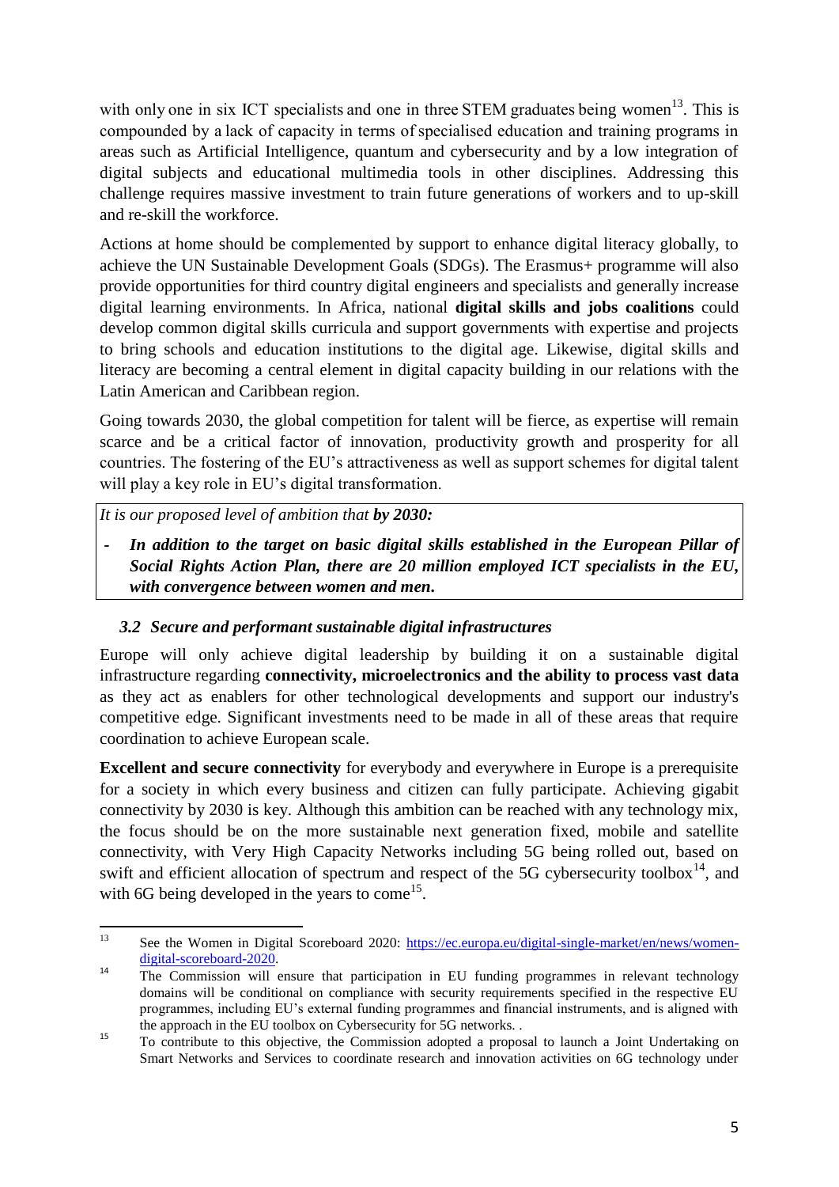with only one in six ICT specialists and one in three STEM graduates being women[13]. This is compounded by a lack of capacity in terms of specialised education and training programs in areas such as Artificial Intelligence, quantum and cybersecurity and by a low integration of digital subjects and educational multimedia tools in other disciplines. Addressing this challenge requires massive investment to train future generations of workers and to up-skill and re-skill the workforce.

Actions at home should be complemented by support to enhance digital literacy globally, to achieve the UN Sustainable Development Goals (SDGs). The Erasmus+ programme will also provide opportunities for third country digital engineers and specialists and generally increase digital learning environments. In Africa, national **digital skills and jobs coalitions** could develop common digital skills curricula and support governments with expertise and projects to bring schools and education institutions to the digital age. Likewise, digital skills and literacy are becoming a central element in digital capacity building in our relations with the Latin American and Caribbean region.

Going towards 2030, the global competition for talent will be fierce, as expertise will remain scarce and be a critical factor of innovation, productivity growth and prosperity for all countries. The fostering of the EU's attractiveness as well as support schemes for digital talent will play a key role in EU's digital transformation.

> *It is our proposed level of ambition that* ***by 2030:***
>
> - ***In addition to the target on basic digital skills established in the European Pillar of Social Rights Action Plan, there are 20 million employed ICT specialists in the EU, with convergence between women and men.***

### *3.2 Secure and performant sustainable digital infrastructures*

Europe will only achieve digital leadership by building it on a sustainable digital infrastructure regarding **connectivity, microelectronics and the ability to process vast data** as they act as enablers for other technological developments and support our industry's competitive edge. Significant investments need to be made in all of these areas that require coordination to achieve European scale.

**Excellent and secure connectivity** for everybody and everywhere in Europe is a prerequisite for a society in which every business and citizen can fully participate. Achieving gigabit connectivity by 2030 is key. Although this ambition can be reached with any technology mix, the focus should be on the more sustainable next generation fixed, mobile and satellite connectivity, with Very High Capacity Networks including 5G being rolled out, based on swift and efficient allocation of spectrum and respect of the 5G cybersecurity toolbox[14], and with 6G being developed in the years to come[15].

---

[13] See the Women in Digital Scoreboard 2020: https://ec.europa.eu/digital-single-market/en/news/women-digital-scoreboard-2020.

[14] The Commission will ensure that participation in EU funding programmes in relevant technology domains will be conditional on compliance with security requirements specified in the respective EU programmes, including EU's external funding programmes and financial instruments, and is aligned with the approach in the EU toolbox on Cybersecurity for 5G networks. .

[15] To contribute to this objective, the Commission adopted a proposal to launch a Joint Undertaking on Smart Networks and Services to coordinate research and innovation activities on 6G technology under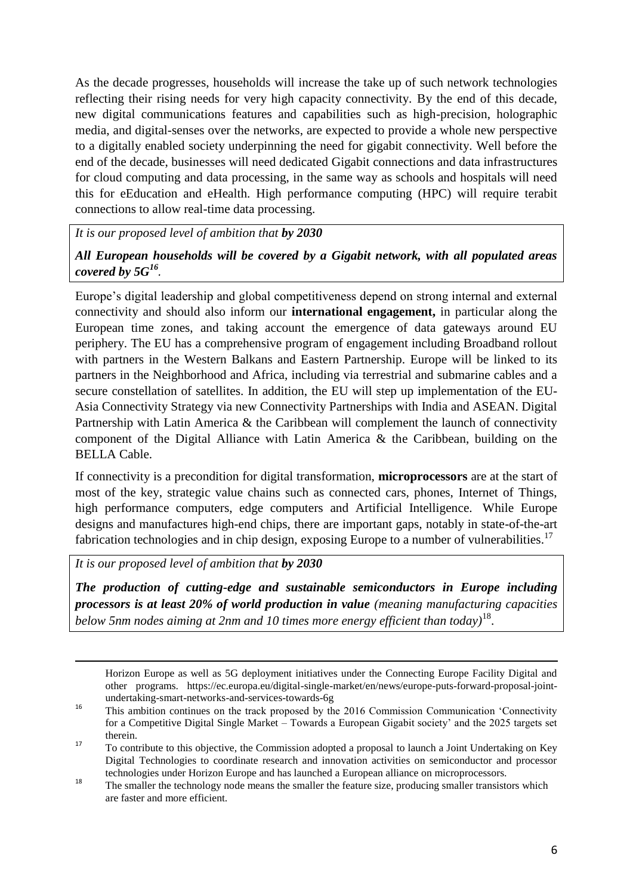As the decade progresses, households will increase the take up of such network technologies reflecting their rising needs for very high capacity connectivity. By the end of this decade, new digital communications features and capabilities such as high-precision, holographic media, and digital-senses over the networks, are expected to provide a whole new perspective to a digitally enabled society underpinning the need for gigabit connectivity. Well before the end of the decade, businesses will need dedicated Gigabit connections and data infrastructures for cloud computing and data processing, in the same way as schools and hospitals will need this for eEducation and eHealth. High performance computing (HPC) will require terabit connections to allow real-time data processing.

> *It is our proposed level of ambition that **by 2030***
>
> ***All European households will be covered by a Gigabit network, with all populated areas covered by 5G**[16].*

Europe's digital leadership and global competitiveness depend on strong internal and external connectivity and should also inform our **international engagement,** in particular along the European time zones, and taking account the emergence of data gateways around EU periphery. The EU has a comprehensive program of engagement including Broadband rollout with partners in the Western Balkans and Eastern Partnership. Europe will be linked to its partners in the Neighborhood and Africa, including via terrestrial and submarine cables and a secure constellation of satellites. In addition, the EU will step up implementation of the EU-Asia Connectivity Strategy via new Connectivity Partnerships with India and ASEAN. Digital Partnership with Latin America & the Caribbean will complement the launch of connectivity component of the Digital Alliance with Latin America & the Caribbean, building on the BELLA Cable.

If connectivity is a precondition for digital transformation, **microprocessors** are at the start of most of the key, strategic value chains such as connected cars, phones, Internet of Things, high performance computers, edge computers and Artificial Intelligence. While Europe designs and manufactures high-end chips, there are important gaps, notably in state-of-the-art fabrication technologies and in chip design, exposing Europe to a number of vulnerabilities.[17]

> *It is our proposed level of ambition that **by 2030***
>
> ***The production of cutting-edge and sustainable semiconductors in Europe including processors is at least 20% of world production in value** (meaning manufacturing capacities below 5nm nodes aiming at 2nm and 10 times more energy efficient than today)*[18].

---

Horizon Europe as well as 5G deployment initiatives under the Connecting Europe Facility Digital and other programs. https://ec.europa.eu/digital-single-market/en/news/europe-puts-forward-proposal-joint-undertaking-smart-networks-and-services-towards-6g

[16] This ambition continues on the track proposed by the 2016 Commission Communication 'Connectivity for a Competitive Digital Single Market – Towards a European Gigabit society' and the 2025 targets set therein.

[17] To contribute to this objective, the Commission adopted a proposal to launch a Joint Undertaking on Key Digital Technologies to coordinate research and innovation activities on semiconductor and processor technologies under Horizon Europe and has launched a European alliance on microprocessors.

[18] The smaller the technology node means the smaller the feature size, producing smaller transistors which are faster and more efficient.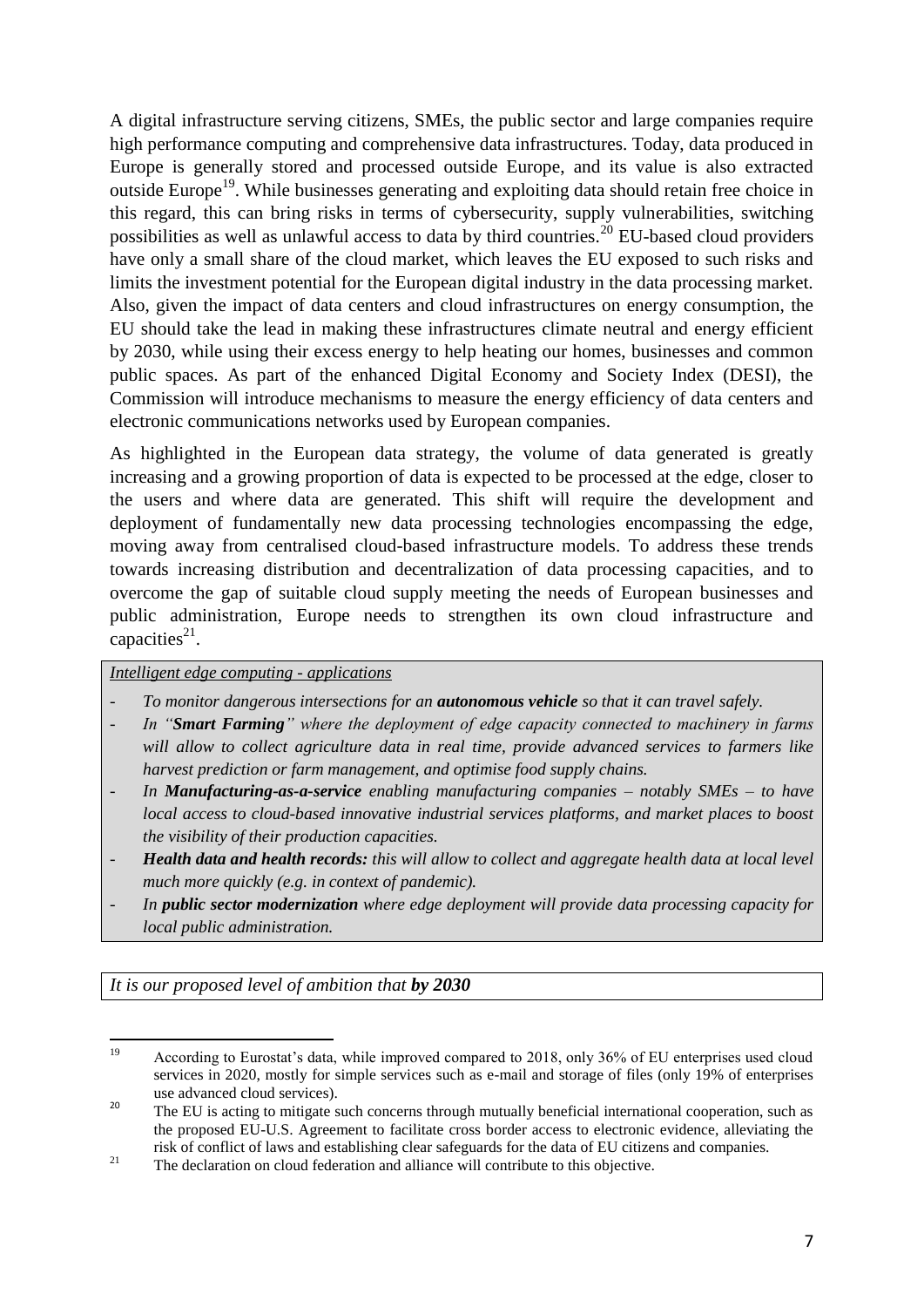A digital infrastructure serving citizens, SMEs, the public sector and large companies require high performance computing and comprehensive data infrastructures. Today, data produced in Europe is generally stored and processed outside Europe, and its value is also extracted outside Europe[19]. While businesses generating and exploiting data should retain free choice in this regard, this can bring risks in terms of cybersecurity, supply vulnerabilities, switching possibilities as well as unlawful access to data by third countries.[20] EU-based cloud providers have only a small share of the cloud market, which leaves the EU exposed to such risks and limits the investment potential for the European digital industry in the data processing market. Also, given the impact of data centers and cloud infrastructures on energy consumption, the EU should take the lead in making these infrastructures climate neutral and energy efficient by 2030, while using their excess energy to help heating our homes, businesses and common public spaces. As part of the enhanced Digital Economy and Society Index (DESI), the Commission will introduce mechanisms to measure the energy efficiency of data centers and electronic communications networks used by European companies.

As highlighted in the European data strategy, the volume of data generated is greatly increasing and a growing proportion of data is expected to be processed at the edge, closer to the users and where data are generated. This shift will require the development and deployment of fundamentally new data processing technologies encompassing the edge, moving away from centralised cloud-based infrastructure models. To address these trends towards increasing distribution and decentralization of data processing capacities, and to overcome the gap of suitable cloud supply meeting the needs of European businesses and public administration, Europe needs to strengthen its own cloud infrastructure and capacities[21].

*Intelligent edge computing - applications*

- *To monitor dangerous intersections for an* ***autonomous vehicle*** *so that it can travel safely.*
- *In "****Smart Farming****" where the deployment of edge capacity connected to machinery in farms will allow to collect agriculture data in real time, provide advanced services to farmers like harvest prediction or farm management, and optimise food supply chains.*
- *In* ***Manufacturing-as-a-service*** *enabling manufacturing companies – notably SMEs – to have local access to cloud-based innovative industrial services platforms, and market places to boost the visibility of their production capacities.*
- ***Health data and health records:*** *this will allow to collect and aggregate health data at local level much more quickly (e.g. in context of pandemic).*
- *In* ***public sector modernization*** *where edge deployment will provide data processing capacity for local public administration.*

*It is our proposed level of ambition that* ***by 2030***

---

[19] According to Eurostat's data, while improved compared to 2018, only 36% of EU enterprises used cloud services in 2020, mostly for simple services such as e-mail and storage of files (only 19% of enterprises use advanced cloud services).

[20] The EU is acting to mitigate such concerns through mutually beneficial international cooperation, such as the proposed EU-U.S. Agreement to facilitate cross border access to electronic evidence, alleviating the risk of conflict of laws and establishing clear safeguards for the data of EU citizens and companies.

[21] The declaration on cloud federation and alliance will contribute to this objective.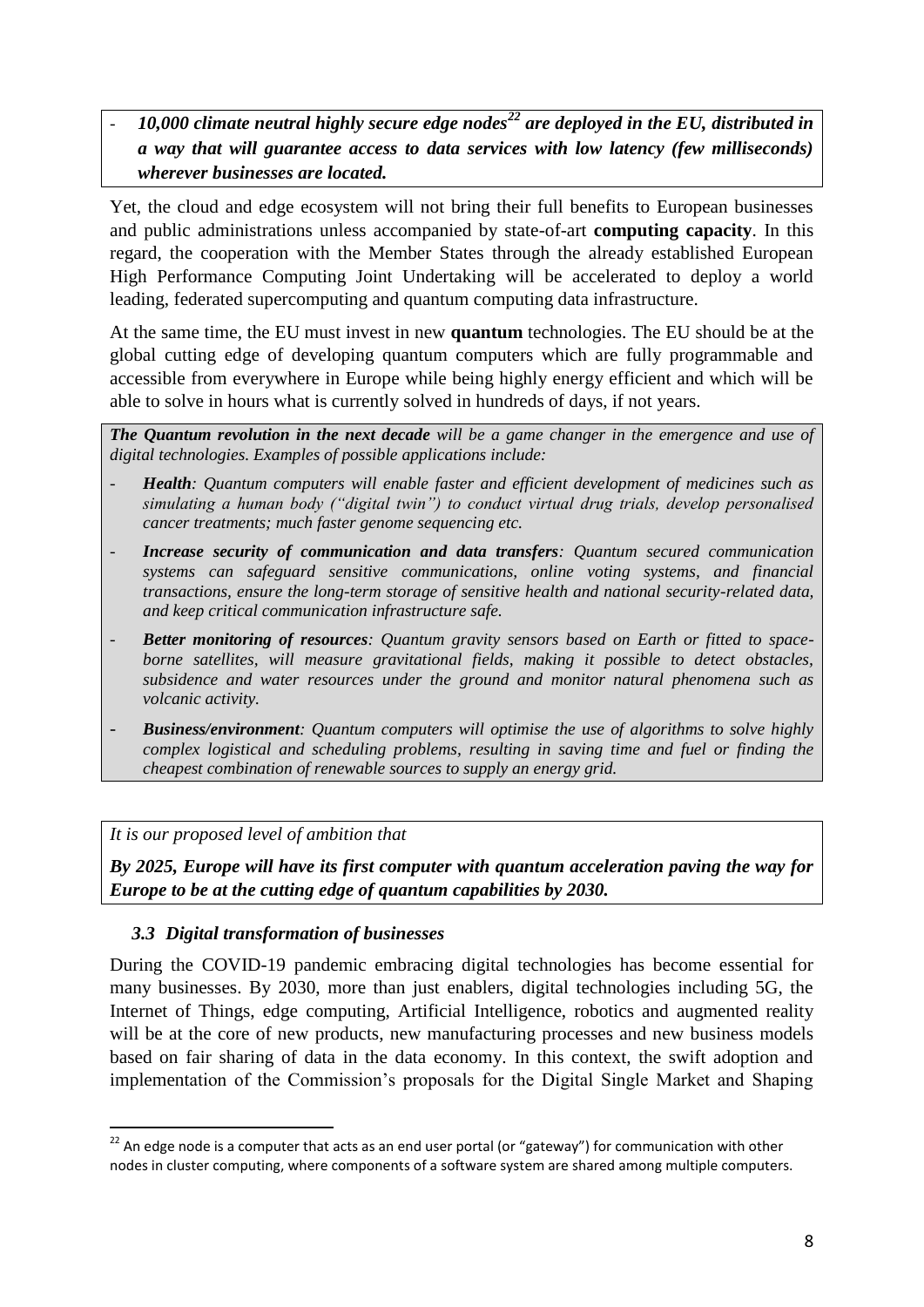- ***10,000 climate neutral highly secure edge nodes[22] are deployed in the EU, distributed in a way that will guarantee access to data services with low latency (few milliseconds) wherever businesses are located.***

Yet, the cloud and edge ecosystem will not bring their full benefits to European businesses and public administrations unless accompanied by state-of-art **computing capacity**. In this regard, the cooperation with the Member States through the already established European High Performance Computing Joint Undertaking will be accelerated to deploy a world leading, federated supercomputing and quantum computing data infrastructure.

At the same time, the EU must invest in new **quantum** technologies. The EU should be at the global cutting edge of developing quantum computers which are fully programmable and accessible from everywhere in Europe while being highly energy efficient and which will be able to solve in hours what is currently solved in hundreds of days, if not years.

***The Quantum revolution in the next decade*** *will be a game changer in the emergence and use of digital technologies. Examples of possible applications include:*

- ***Health****: Quantum computers will enable faster and efficient development of medicines such as simulating a human body ("digital twin") to conduct virtual drug trials, develop personalised cancer treatments; much faster genome sequencing etc.*
- ***Increase security of communication and data transfers****: Quantum secured communication systems can safeguard sensitive communications, online voting systems, and financial transactions, ensure the long-term storage of sensitive health and national security-related data, and keep critical communication infrastructure safe.*
- ***Better monitoring of resources****: Quantum gravity sensors based on Earth or fitted to space-borne satellites, will measure gravitational fields, making it possible to detect obstacles, subsidence and water resources under the ground and monitor natural phenomena such as volcanic activity.*
- ***Business/environment****: Quantum computers will optimise the use of algorithms to solve highly complex logistical and scheduling problems, resulting in saving time and fuel or finding the cheapest combination of renewable sources to supply an energy grid.*

*It is our proposed level of ambition that*

***By 2025, Europe will have its first computer with quantum acceleration paving the way for Europe to be at the cutting edge of quantum capabilities by 2030.***

### *3.3 Digital transformation of businesses*

During the COVID-19 pandemic embracing digital technologies has become essential for many businesses. By 2030, more than just enablers, digital technologies including 5G, the Internet of Things, edge computing, Artificial Intelligence, robotics and augmented reality will be at the core of new products, new manufacturing processes and new business models based on fair sharing of data in the data economy. In this context, the swift adoption and implementation of the Commission's proposals for the Digital Single Market and Shaping

[22] An edge node is a computer that acts as an end user portal (or "gateway") for communication with other nodes in cluster computing, where components of a software system are shared among multiple computers.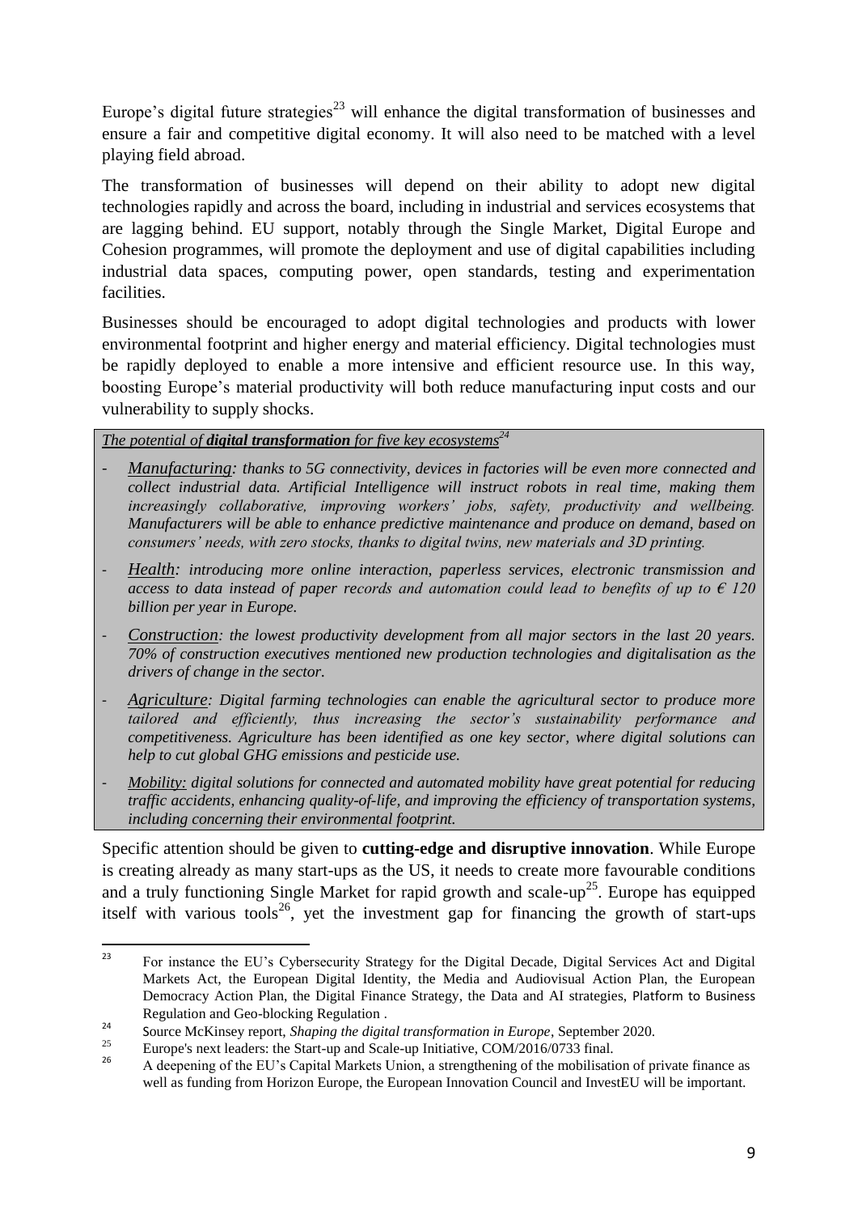Europe's digital future strategies[23] will enhance the digital transformation of businesses and ensure a fair and competitive digital economy. It will also need to be matched with a level playing field abroad.

The transformation of businesses will depend on their ability to adopt new digital technologies rapidly and across the board, including in industrial and services ecosystems that are lagging behind. EU support, notably through the Single Market, Digital Europe and Cohesion programmes, will promote the deployment and use of digital capabilities including industrial data spaces, computing power, open standards, testing and experimentation facilities.

Businesses should be encouraged to adopt digital technologies and products with lower environmental footprint and higher energy and material efficiency. Digital technologies must be rapidly deployed to enable a more intensive and efficient resource use. In this way, boosting Europe's material productivity will both reduce manufacturing input costs and our vulnerability to supply shocks.

> *The potential of **digital transformation** for five key ecosystems*[24]
>
> - *Manufacturing: thanks to 5G connectivity, devices in factories will be even more connected and collect industrial data. Artificial Intelligence will instruct robots in real time, making them increasingly collaborative, improving workers' jobs, safety, productivity and wellbeing. Manufacturers will be able to enhance predictive maintenance and produce on demand, based on consumers' needs, with zero stocks, thanks to digital twins, new materials and 3D printing.*
> - *Health: introducing more online interaction, paperless services, electronic transmission and access to data instead of paper records and automation could lead to benefits of up to € 120 billion per year in Europe.*
> - *Construction: the lowest productivity development from all major sectors in the last 20 years. 70% of construction executives mentioned new production technologies and digitalisation as the drivers of change in the sector.*
> - *Agriculture: Digital farming technologies can enable the agricultural sector to produce more tailored and efficiently, thus increasing the sector's sustainability performance and competitiveness. Agriculture has been identified as one key sector, where digital solutions can help to cut global GHG emissions and pesticide use.*
> - *Mobility: digital solutions for connected and automated mobility have great potential for reducing traffic accidents, enhancing quality-of-life, and improving the efficiency of transportation systems, including concerning their environmental footprint.*

Specific attention should be given to **cutting-edge and disruptive innovation**. While Europe is creating already as many start-ups as the US, it needs to create more favourable conditions and a truly functioning Single Market for rapid growth and scale-up[25]. Europe has equipped itself with various tools[26], yet the investment gap for financing the growth of start-ups

---

[23] For instance the EU's Cybersecurity Strategy for the Digital Decade, Digital Services Act and Digital Markets Act, the European Digital Identity, the Media and Audiovisual Action Plan, the European Democracy Action Plan, the Digital Finance Strategy, the Data and AI strategies, Platform to Business Regulation and Geo-blocking Regulation .

[24] Source McKinsey report, *Shaping the digital transformation in Europe*, September 2020.

[25] Europe's next leaders: the Start-up and Scale-up Initiative, COM/2016/0733 final.

[26] A deepening of the EU's Capital Markets Union, a strengthening of the mobilisation of private finance as well as funding from Horizon Europe, the European Innovation Council and InvestEU will be important.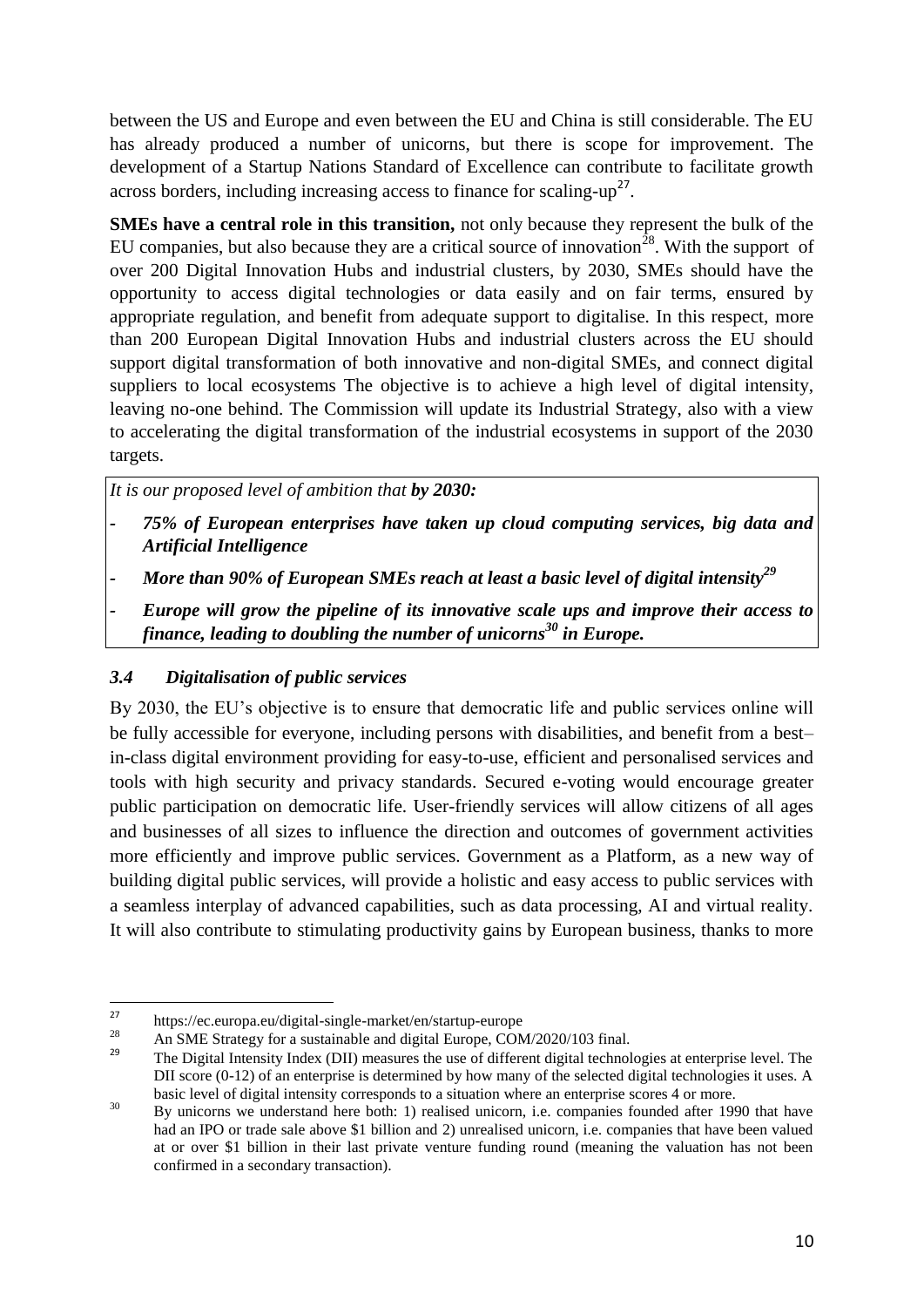between the US and Europe and even between the EU and China is still considerable. The EU has already produced a number of unicorns, but there is scope for improvement. The development of a Startup Nations Standard of Excellence can contribute to facilitate growth across borders, including increasing access to finance for scaling-up[27].

**SMEs have a central role in this transition,** not only because they represent the bulk of the EU companies, but also because they are a critical source of innovation[28]. With the support of over 200 Digital Innovation Hubs and industrial clusters, by 2030, SMEs should have the opportunity to access digital technologies or data easily and on fair terms, ensured by appropriate regulation, and benefit from adequate support to digitalise. In this respect, more than 200 European Digital Innovation Hubs and industrial clusters across the EU should support digital transformation of both innovative and non-digital SMEs, and connect digital suppliers to local ecosystems The objective is to achieve a high level of digital intensity, leaving no-one behind. The Commission will update its Industrial Strategy, also with a view to accelerating the digital transformation of the industrial ecosystems in support of the 2030 targets.

*It is our proposed level of ambition that **by 2030:***

- ***75% of European enterprises have taken up cloud computing services, big data and Artificial Intelligence***
- ***More than 90% of European SMEs reach at least a basic level of digital intensity[29]***
- ***Europe will grow the pipeline of its innovative scale ups and improve their access to finance, leading to doubling the number of unicorns[30] in Europe.***

### *3.4 Digitalisation of public services*

By 2030, the EU's objective is to ensure that democratic life and public services online will be fully accessible for everyone, including persons with disabilities, and benefit from a best–in-class digital environment providing for easy-to-use, efficient and personalised services and tools with high security and privacy standards. Secured e-voting would encourage greater public participation on democratic life. User-friendly services will allow citizens of all ages and businesses of all sizes to influence the direction and outcomes of government activities more efficiently and improve public services. Government as a Platform, as a new way of building digital public services, will provide a holistic and easy access to public services with a seamless interplay of advanced capabilities, such as data processing, AI and virtual reality. It will also contribute to stimulating productivity gains by European business, thanks to more

---

[27] https://ec.europa.eu/digital-single-market/en/startup-europe

[28] An SME Strategy for a sustainable and digital Europe, COM/2020/103 final.

[29] The Digital Intensity Index (DII) measures the use of different digital technologies at enterprise level. The DII score (0-12) of an enterprise is determined by how many of the selected digital technologies it uses. A basic level of digital intensity corresponds to a situation where an enterprise scores 4 or more.

[30] By unicorns we understand here both: 1) realised unicorn, i.e. companies founded after 1990 that have had an IPO or trade sale above $1 billion and 2) unrealised unicorn, i.e. companies that have been valued at or over $1 billion in their last private venture funding round (meaning the valuation has not been confirmed in a secondary transaction).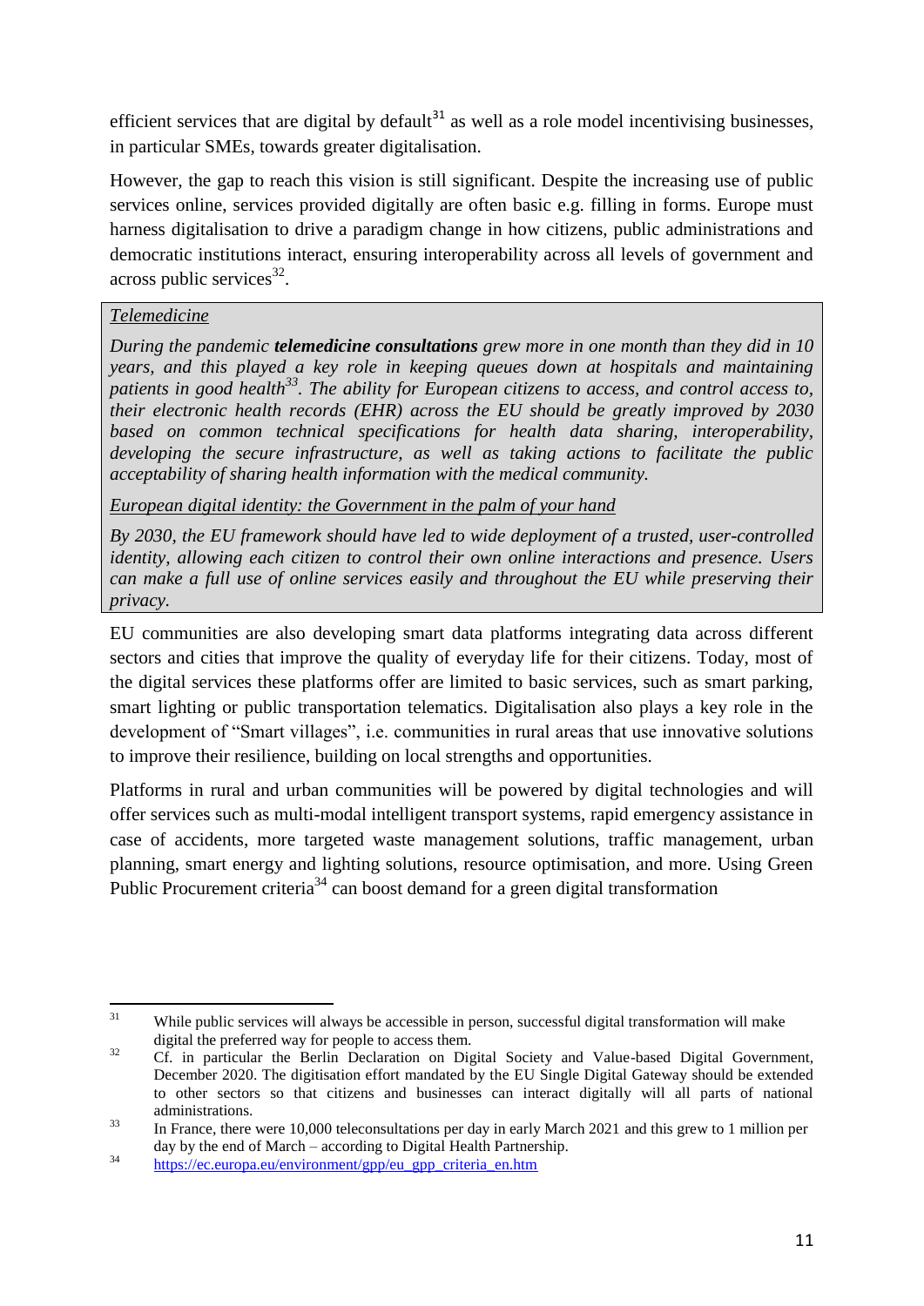efficient services that are digital by default[31] as well as a role model incentivising businesses, in particular SMEs, towards greater digitalisation.

However, the gap to reach this vision is still significant. Despite the increasing use of public services online, services provided digitally are often basic e.g. filling in forms. Europe must harness digitalisation to drive a paradigm change in how citizens, public administrations and democratic institutions interact, ensuring interoperability across all levels of government and across public services[32].

> *Telemedicine*
>
> *During the pandemic **telemedicine consultations** grew more in one month than they did in 10 years, and this played a key role in keeping queues down at hospitals and maintaining patients in good health[33]. The ability for European citizens to access, and control access to, their electronic health records (EHR) across the EU should be greatly improved by 2030 based on common technical specifications for health data sharing, interoperability, developing the secure infrastructure, as well as taking actions to facilitate the public acceptability of sharing health information with the medical community.*
>
> *European digital identity: the Government in the palm of your hand*
>
> *By 2030, the EU framework should have led to wide deployment of a trusted, user-controlled identity, allowing each citizen to control their own online interactions and presence. Users can make a full use of online services easily and throughout the EU while preserving their privacy.*

EU communities are also developing smart data platforms integrating data across different sectors and cities that improve the quality of everyday life for their citizens. Today, most of the digital services these platforms offer are limited to basic services, such as smart parking, smart lighting or public transportation telematics. Digitalisation also plays a key role in the development of "Smart villages", i.e. communities in rural areas that use innovative solutions to improve their resilience, building on local strengths and opportunities.

Platforms in rural and urban communities will be powered by digital technologies and will offer services such as multi-modal intelligent transport systems, rapid emergency assistance in case of accidents, more targeted waste management solutions, traffic management, urban planning, smart energy and lighting solutions, resource optimisation, and more. Using Green Public Procurement criteria[34] can boost demand for a green digital transformation

---

[31] While public services will always be accessible in person, successful digital transformation will make digital the preferred way for people to access them.

[32] Cf. in particular the Berlin Declaration on Digital Society and Value-based Digital Government, December 2020. The digitisation effort mandated by the EU Single Digital Gateway should be extended to other sectors so that citizens and businesses can interact digitally will all parts of national administrations.

[33] In France, there were 10,000 teleconsultations per day in early March 2021 and this grew to 1 million per day by the end of March – according to Digital Health Partnership.

[34] https://ec.europa.eu/environment/gpp/eu_gpp_criteria_en.htm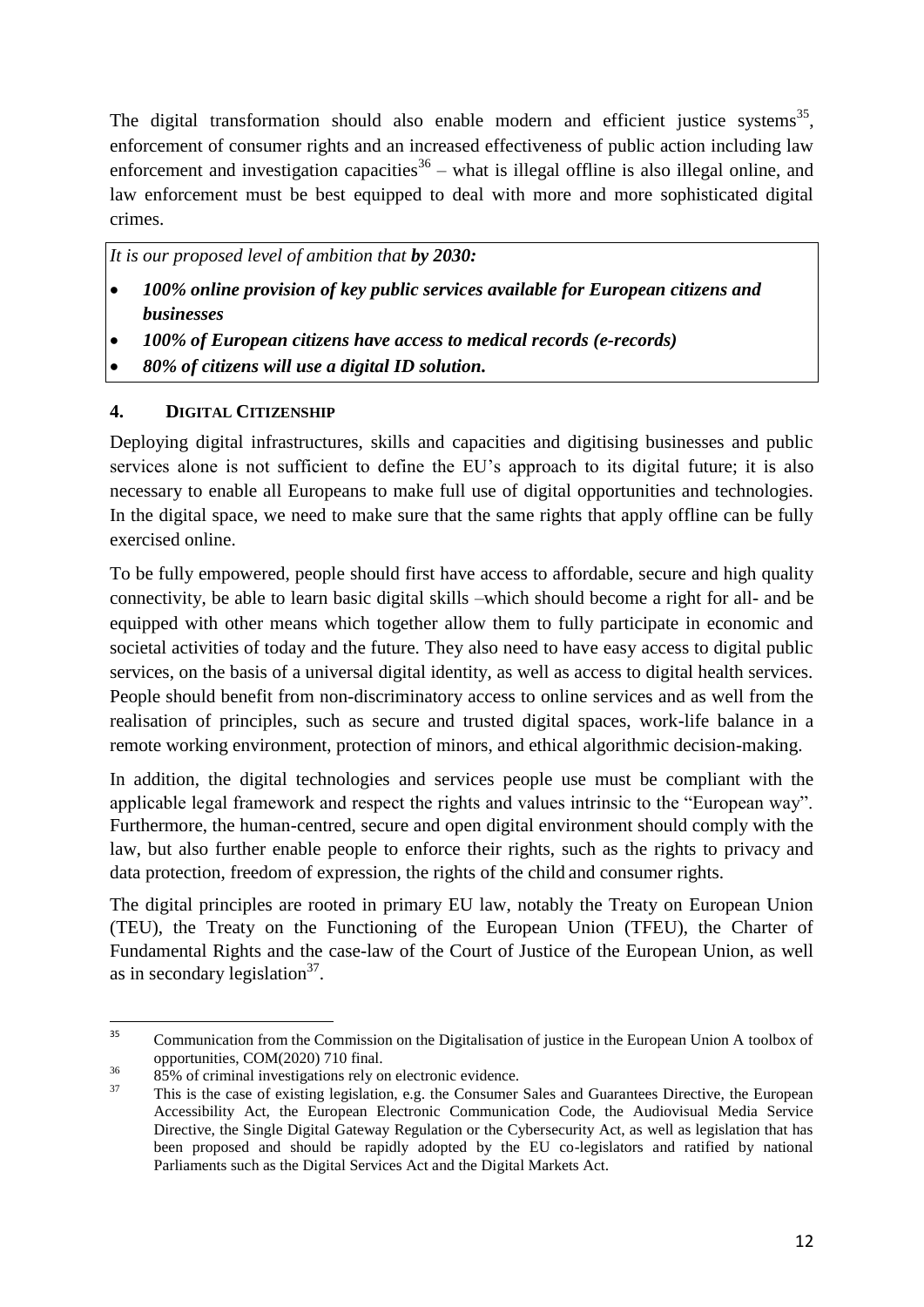The digital transformation should also enable modern and efficient justice systems[35], enforcement of consumer rights and an increased effectiveness of public action including law enforcement and investigation capacities[36] – what is illegal offline is also illegal online, and law enforcement must be best equipped to deal with more and more sophisticated digital crimes.

> *It is our proposed level of ambition that **by 2030:***
>
> - ***100% online provision of key public services available for European citizens and businesses***
> - ***100% of European citizens have access to medical records (e-records)***
> - ***80% of citizens will use a digital ID solution.***

## 4. DIGITAL CITIZENSHIP

Deploying digital infrastructures, skills and capacities and digitising businesses and public services alone is not sufficient to define the EU's approach to its digital future; it is also necessary to enable all Europeans to make full use of digital opportunities and technologies. In the digital space, we need to make sure that the same rights that apply offline can be fully exercised online.

To be fully empowered, people should first have access to affordable, secure and high quality connectivity, be able to learn basic digital skills –which should become a right for all- and be equipped with other means which together allow them to fully participate in economic and societal activities of today and the future. They also need to have easy access to digital public services, on the basis of a universal digital identity, as well as access to digital health services. People should benefit from non-discriminatory access to online services and as well from the realisation of principles, such as secure and trusted digital spaces, work-life balance in a remote working environment, protection of minors, and ethical algorithmic decision-making.

In addition, the digital technologies and services people use must be compliant with the applicable legal framework and respect the rights and values intrinsic to the "European way". Furthermore, the human-centred, secure and open digital environment should comply with the law, but also further enable people to enforce their rights, such as the rights to privacy and data protection, freedom of expression, the rights of the child and consumer rights.

The digital principles are rooted in primary EU law, notably the Treaty on European Union (TEU), the Treaty on the Functioning of the European Union (TFEU), the Charter of Fundamental Rights and the case-law of the Court of Justice of the European Union, as well as in secondary legislation[37].

---

[35] Communication from the Commission on the Digitalisation of justice in the European Union A toolbox of opportunities, COM(2020) 710 final.

[36] 85% of criminal investigations rely on electronic evidence.

[37] This is the case of existing legislation, e.g. the Consumer Sales and Guarantees Directive, the European Accessibility Act, the European Electronic Communication Code, the Audiovisual Media Service Directive, the Single Digital Gateway Regulation or the Cybersecurity Act, as well as legislation that has been proposed and should be rapidly adopted by the EU co-legislators and ratified by national Parliaments such as the Digital Services Act and the Digital Markets Act.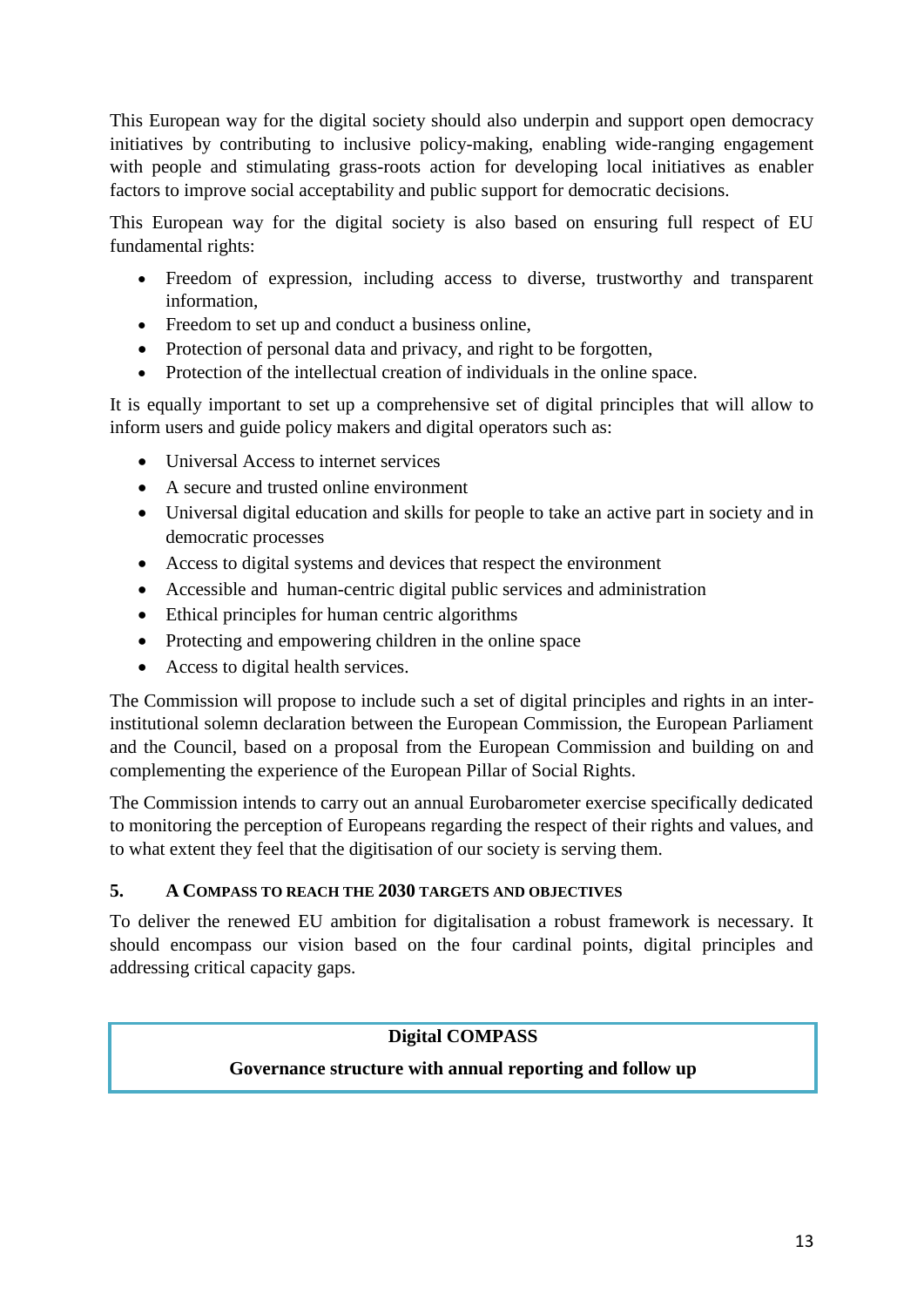This European way for the digital society should also underpin and support open democracy initiatives by contributing to inclusive policy-making, enabling wide-ranging engagement with people and stimulating grass-roots action for developing local initiatives as enabler factors to improve social acceptability and public support for democratic decisions.

This European way for the digital society is also based on ensuring full respect of EU fundamental rights:

- Freedom of expression, including access to diverse, trustworthy and transparent information,
- Freedom to set up and conduct a business online,
- Protection of personal data and privacy, and right to be forgotten,
- Protection of the intellectual creation of individuals in the online space.

It is equally important to set up a comprehensive set of digital principles that will allow to inform users and guide policy makers and digital operators such as:

- Universal Access to internet services
- A secure and trusted online environment
- Universal digital education and skills for people to take an active part in society and in democratic processes
- Access to digital systems and devices that respect the environment
- Accessible and human-centric digital public services and administration
- Ethical principles for human centric algorithms
- Protecting and empowering children in the online space
- Access to digital health services.

The Commission will propose to include such a set of digital principles and rights in an inter-institutional solemn declaration between the European Commission, the European Parliament and the Council, based on a proposal from the European Commission and building on and complementing the experience of the European Pillar of Social Rights.

The Commission intends to carry out an annual Eurobarometer exercise specifically dedicated to monitoring the perception of Europeans regarding the respect of their rights and values, and to what extent they feel that the digitisation of our society is serving them.

## 5. A Compass to reach the 2030 targets and objectives

To deliver the renewed EU ambition for digitalisation a robust framework is necessary. It should encompass our vision based on the four cardinal points, digital principles and addressing critical capacity gaps.

**Digital COMPASS**

**Governance structure with annual reporting and follow up**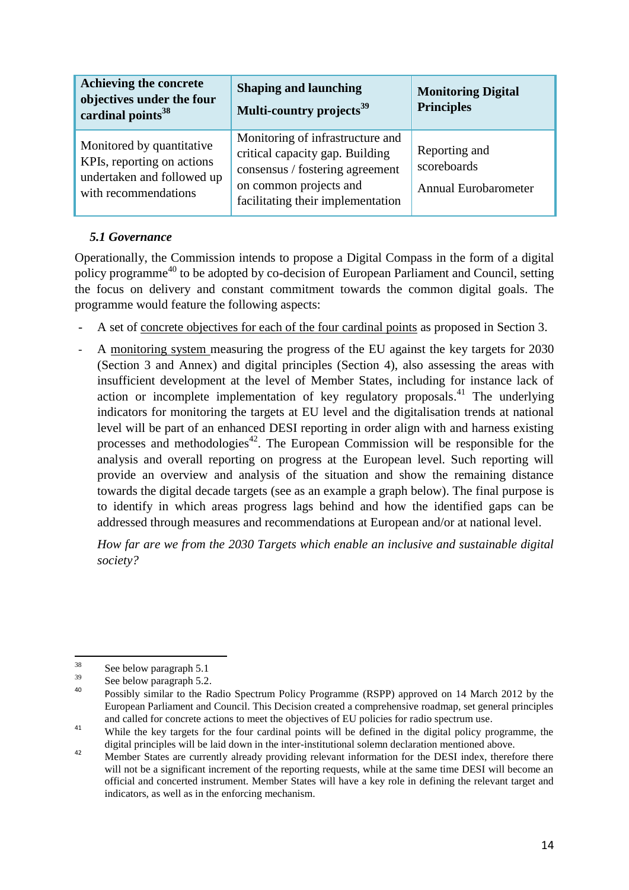| Achieving the concrete objectives under the four cardinal points[38] | Shaping and launching Multi-country projects[39] | Monitoring Digital Principles |
|---|---|---|
| Monitored by quantitative KPIs, reporting on actions undertaken and followed up with recommendations | Monitoring of infrastructure and critical capacity gap. Building consensus / fostering agreement on common projects and facilitating their implementation | Reporting and scoreboards<br><br>Annual Eurobarometer |

### *5.1 Governance*

Operationally, the Commission intends to propose a Digital Compass in the form of a digital policy programme[40] to be adopted by co-decision of European Parliament and Council, setting the focus on delivery and constant commitment towards the common digital goals. The programme would feature the following aspects:

- A set of concrete objectives for each of the four cardinal points as proposed in Section 3.
- A monitoring system measuring the progress of the EU against the key targets for 2030 (Section 3 and Annex) and digital principles (Section 4), also assessing the areas with insufficient development at the level of Member States, including for instance lack of action or incomplete implementation of key regulatory proposals.[41] The underlying indicators for monitoring the targets at EU level and the digitalisation trends at national level will be part of an enhanced DESI reporting in order align with and harness existing processes and methodologies[42]. The European Commission will be responsible for the analysis and overall reporting on progress at the European level. Such reporting will provide an overview and analysis of the situation and show the remaining distance towards the digital decade targets (see as an example a graph below). The final purpose is to identify in which areas progress lags behind and how the identified gaps can be addressed through measures and recommendations at European and/or at national level.

  *How far are we from the 2030 Targets which enable an inclusive and sustainable digital society?*

---

[38] See below paragraph 5.1

[39] See below paragraph 5.2.

[40] Possibly similar to the Radio Spectrum Policy Programme (RSPP) approved on 14 March 2012 by the European Parliament and Council. This Decision created a comprehensive roadmap, set general principles and called for concrete actions to meet the objectives of EU policies for radio spectrum use.

[41] While the key targets for the four cardinal points will be defined in the digital policy programme, the digital principles will be laid down in the inter-institutional solemn declaration mentioned above.

[42] Member States are currently already providing relevant information for the DESI index, therefore there will not be a significant increment of the reporting requests, while at the same time DESI will become an official and concerted instrument. Member States will have a key role in defining the relevant target and indicators, as well as in the enforcing mechanism.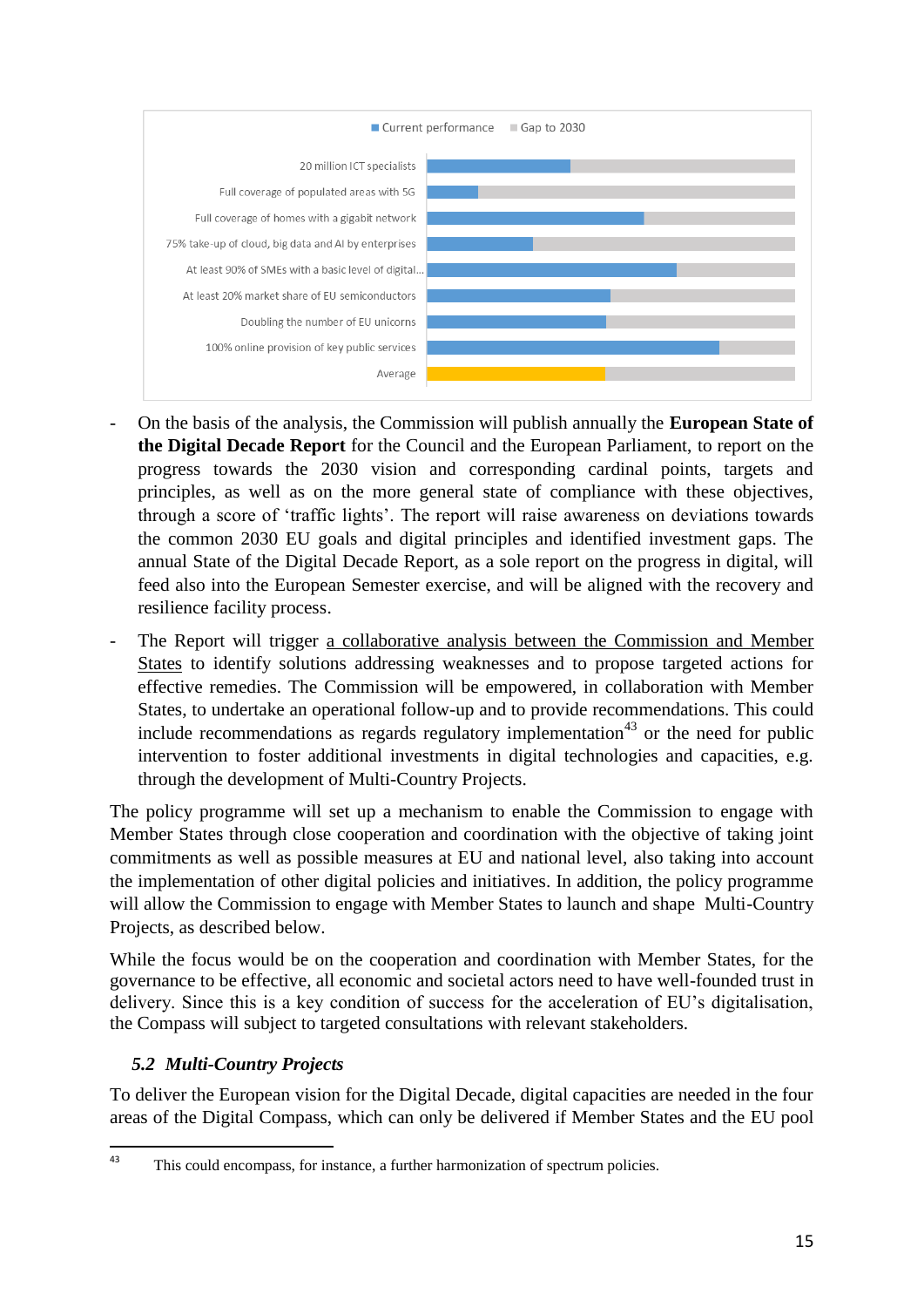Current performance | Gap to 2030

| |
|---|
| 20 million ICT specialists |
| Full coverage of populated areas with 5G |
| Full coverage of homes with a gigabit network |
| 75% take-up of cloud, big data and AI by enterprises |
| At least 90% of SMEs with a basic level of digital... |
| At least 20% market share of EU semiconductors |
| Doubling the number of EU unicorns |
| 100% online provision of key public services |
| Average |

- On the basis of the analysis, the Commission will publish annually the **European State of the Digital Decade Report** for the Council and the European Parliament, to report on the progress towards the 2030 vision and corresponding cardinal points, targets and principles, as well as on the more general state of compliance with these objectives, through a score of 'traffic lights'. The report will raise awareness on deviations towards the common 2030 EU goals and digital principles and identified investment gaps. The annual State of the Digital Decade Report, as a sole report on the progress in digital, will feed also into the European Semester exercise, and will be aligned with the recovery and resilience facility process.
- The Report will trigger a collaborative analysis between the Commission and Member States to identify solutions addressing weaknesses and to propose targeted actions for effective remedies. The Commission will be empowered, in collaboration with Member States, to undertake an operational follow-up and to provide recommendations. This could include recommendations as regards regulatory implementation[43] or the need for public intervention to foster additional investments in digital technologies and capacities, e.g. through the development of Multi-Country Projects.

The policy programme will set up a mechanism to enable the Commission to engage with Member States through close cooperation and coordination with the objective of taking joint commitments as well as possible measures at EU and national level, also taking into account the implementation of other digital policies and initiatives. In addition, the policy programme will allow the Commission to engage with Member States to launch and shape Multi-Country Projects, as described below.

While the focus would be on the cooperation and coordination with Member States, for the governance to be effective, all economic and societal actors need to have well-founded trust in delivery. Since this is a key condition of success for the acceleration of EU's digitalisation, the Compass will subject to targeted consultations with relevant stakeholders.

### *5.2 Multi-Country Projects*

To deliver the European vision for the Digital Decade, digital capacities are needed in the four areas of the Digital Compass, which can only be delivered if Member States and the EU pool

[43] This could encompass, for instance, a further harmonization of spectrum policies.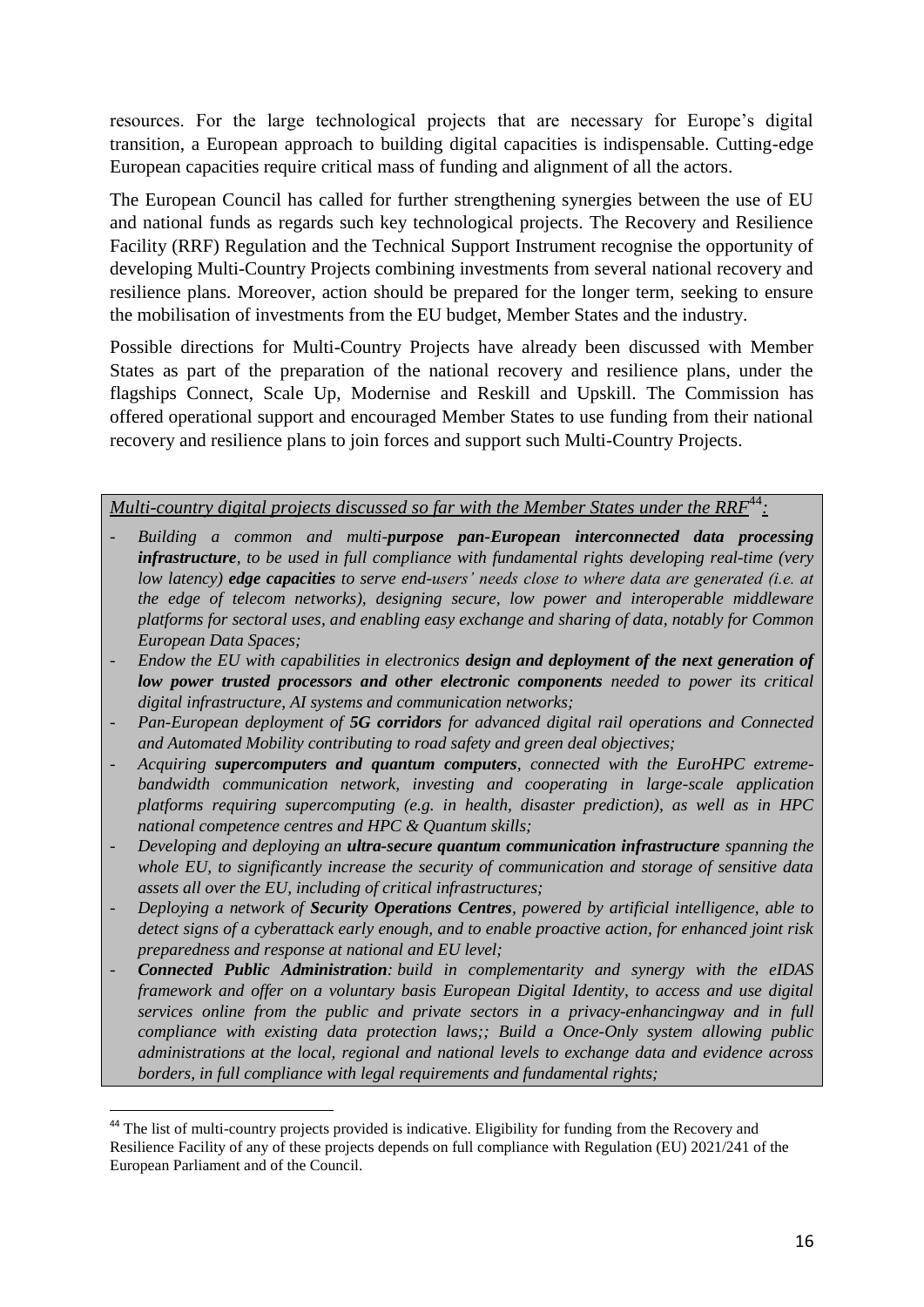resources. For the large technological projects that are necessary for Europe's digital transition, a European approach to building digital capacities is indispensable. Cutting-edge European capacities require critical mass of funding and alignment of all the actors.

The European Council has called for further strengthening synergies between the use of EU and national funds as regards such key technological projects. The Recovery and Resilience Facility (RRF) Regulation and the Technical Support Instrument recognise the opportunity of developing Multi-Country Projects combining investments from several national recovery and resilience plans. Moreover, action should be prepared for the longer term, seeking to ensure the mobilisation of investments from the EU budget, Member States and the industry.

Possible directions for Multi-Country Projects have already been discussed with Member States as part of the preparation of the national recovery and resilience plans, under the flagships Connect, Scale Up, Modernise and Reskill and Upskill. The Commission has offered operational support and encouraged Member States to use funding from their national recovery and resilience plans to join forces and support such Multi-Country Projects.

*<u>Multi-country digital projects discussed so far with the Member States under the RRF</u>*[44]*<u>:</u>*

- *Building a common and multi-**purpose pan-European interconnected data processing infrastructure**, to be used in full compliance with fundamental rights developing real-time (very low latency) **edge capacities** to serve end-users' needs close to where data are generated (i.e. at the edge of telecom networks), designing secure, low power and interoperable middleware platforms for sectoral uses, and enabling easy exchange and sharing of data, notably for Common European Data Spaces;*
- *Endow the EU with capabilities in electronics **design and deployment of the next generation of low power trusted processors and other electronic components** needed to power its critical digital infrastructure, AI systems and communication networks;*
- *Pan-European deployment of **5G corridors** for advanced digital rail operations and Connected and Automated Mobility contributing to road safety and green deal objectives;*
- *Acquiring **supercomputers and quantum computers**, connected with the EuroHPC extreme-bandwidth communication network, investing and cooperating in large-scale application platforms requiring supercomputing (e.g. in health, disaster prediction), as well as in HPC national competence centres and HPC & Quantum skills;*
- *Developing and deploying an **ultra-secure quantum communication infrastructure** spanning the whole EU, to significantly increase the security of communication and storage of sensitive data assets all over the EU, including of critical infrastructures;*
- *Deploying a network of **Security Operations Centres**, powered by artificial intelligence, able to detect signs of a cyberattack early enough, and to enable proactive action, for enhanced joint risk preparedness and response at national and EU level;*
- ***Connected Public Administration**: build in complementarity and synergy with the eIDAS framework and offer on a voluntary basis European Digital Identity, to access and use digital services online from the public and private sectors in a privacy-enhancingway and in full compliance with existing data protection laws;; Build a Once-Only system allowing public administrations at the local, regional and national levels to exchange data and evidence across borders, in full compliance with legal requirements and fundamental rights;*

[44] The list of multi-country projects provided is indicative. Eligibility for funding from the Recovery and Resilience Facility of any of these projects depends on full compliance with Regulation (EU) 2021/241 of the European Parliament and of the Council.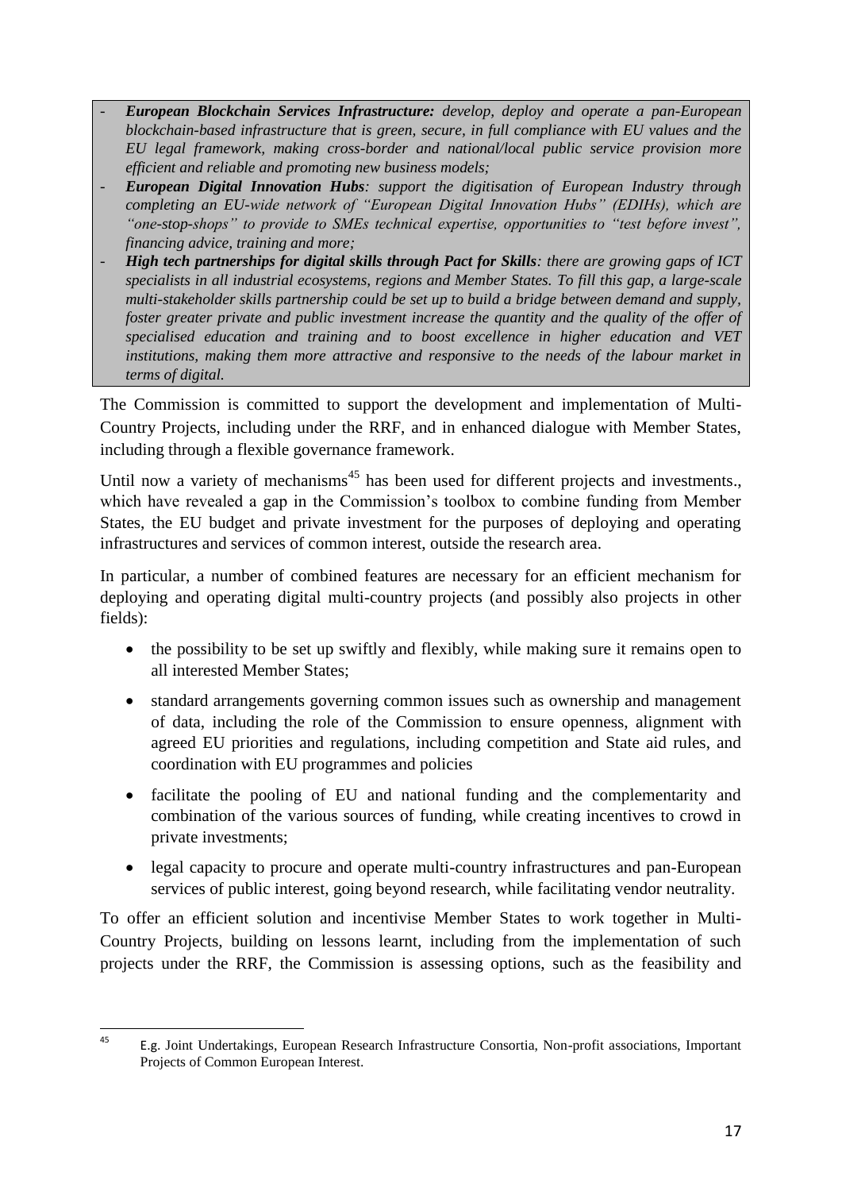- ***European Blockchain Services Infrastructure:*** *develop, deploy and operate a pan-European blockchain-based infrastructure that is green, secure, in full compliance with EU values and the EU legal framework, making cross-border and national/local public service provision more efficient and reliable and promoting new business models;*
- ***European Digital Innovation Hubs****: support the digitisation of European Industry through completing an EU-wide network of "European Digital Innovation Hubs" (EDIHs), which are "one-stop-shops" to provide to SMEs technical expertise, opportunities to "test before invest", financing advice, training and more;*
- ***High tech partnerships for digital skills through Pact for Skills****: there are growing gaps of ICT specialists in all industrial ecosystems, regions and Member States. To fill this gap, a large-scale multi-stakeholder skills partnership could be set up to build a bridge between demand and supply, foster greater private and public investment increase the quantity and the quality of the offer of specialised education and training and to boost excellence in higher education and VET institutions, making them more attractive and responsive to the needs of the labour market in terms of digital.*

The Commission is committed to support the development and implementation of Multi-Country Projects, including under the RRF, and in enhanced dialogue with Member States, including through a flexible governance framework.

Until now a variety of mechanisms[45] has been used for different projects and investments., which have revealed a gap in the Commission's toolbox to combine funding from Member States, the EU budget and private investment for the purposes of deploying and operating infrastructures and services of common interest, outside the research area.

In particular, a number of combined features are necessary for an efficient mechanism for deploying and operating digital multi-country projects (and possibly also projects in other fields):

- the possibility to be set up swiftly and flexibly, while making sure it remains open to all interested Member States;
- standard arrangements governing common issues such as ownership and management of data, including the role of the Commission to ensure openness, alignment with agreed EU priorities and regulations, including competition and State aid rules, and coordination with EU programmes and policies
- facilitate the pooling of EU and national funding and the complementarity and combination of the various sources of funding, while creating incentives to crowd in private investments;
- legal capacity to procure and operate multi-country infrastructures and pan-European services of public interest, going beyond research, while facilitating vendor neutrality.

To offer an efficient solution and incentivise Member States to work together in Multi-Country Projects, building on lessons learnt, including from the implementation of such projects under the RRF, the Commission is assessing options, such as the feasibility and

[45] E.g. Joint Undertakings, European Research Infrastructure Consortia, Non-profit associations, Important Projects of Common European Interest.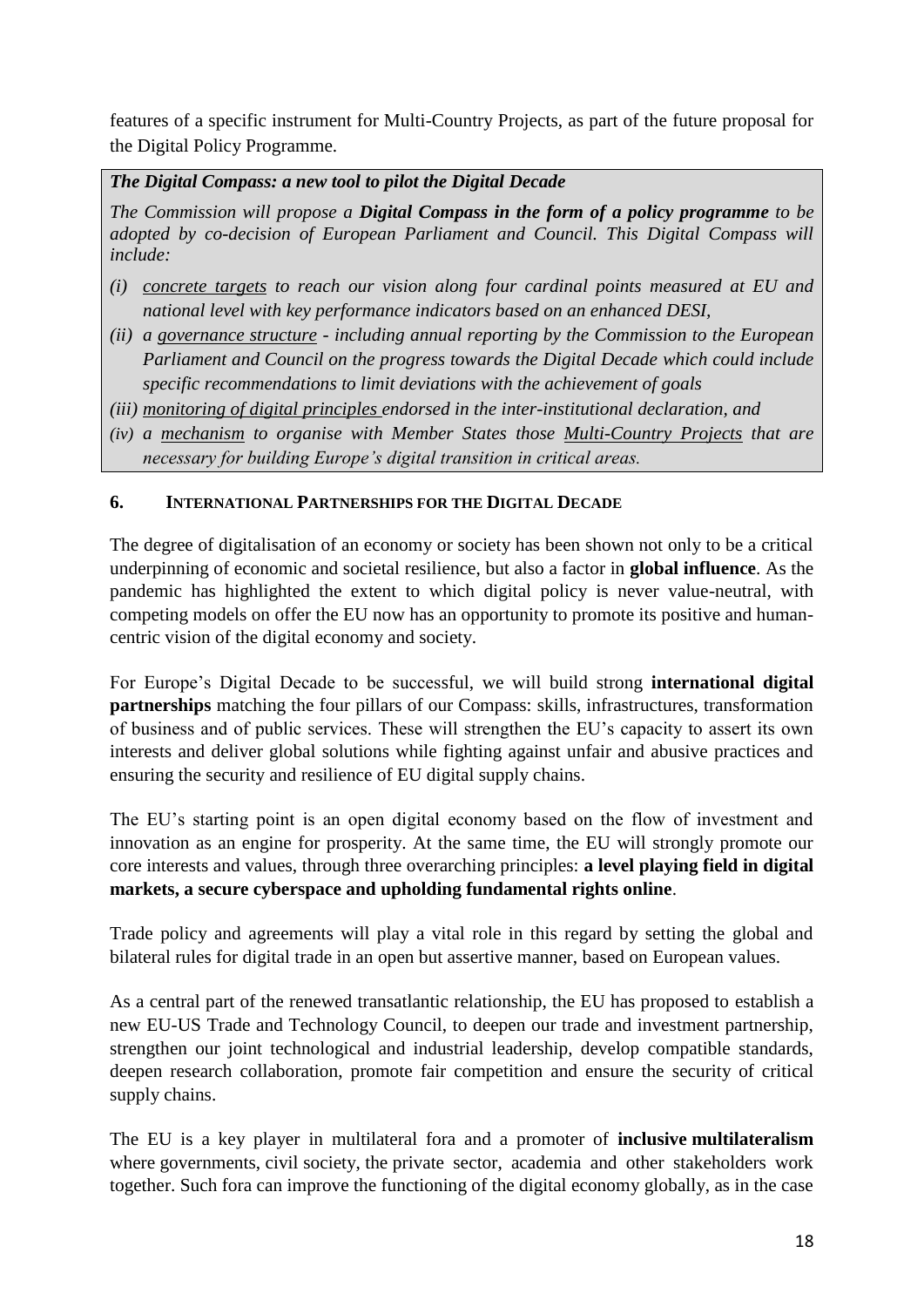features of a specific instrument for Multi-Country Projects, as part of the future proposal for the Digital Policy Programme.

> ***The Digital Compass: a new tool to pilot the Digital Decade***
>
> *The Commission will propose a **Digital Compass in the form of a policy programme** to be adopted by co-decision of European Parliament and Council. This Digital Compass will include:*
>
> *(i) <u>concrete targets</u> to reach our vision along four cardinal points measured at EU and national level with key performance indicators based on an enhanced DESI,*
>
> *(ii) a <u>governance structure</u> - including annual reporting by the Commission to the European Parliament and Council on the progress towards the Digital Decade which could include specific recommendations to limit deviations with the achievement of goals*
>
> *(iii) <u>monitoring of digital principles</u> endorsed in the inter-institutional declaration, and*
>
> *(iv) a <u>mechanism</u> to organise with Member States those <u>Multi-Country Projects</u> that are necessary for building Europe's digital transition in critical areas.*

## 6. International Partnerships for the Digital Decade

The degree of digitalisation of an economy or society has been shown not only to be a critical underpinning of economic and societal resilience, but also a factor in **global influence**. As the pandemic has highlighted the extent to which digital policy is never value-neutral, with competing models on offer the EU now has an opportunity to promote its positive and human-centric vision of the digital economy and society.

For Europe's Digital Decade to be successful, we will build strong **international digital partnerships** matching the four pillars of our Compass: skills, infrastructures, transformation of business and of public services. These will strengthen the EU's capacity to assert its own interests and deliver global solutions while fighting against unfair and abusive practices and ensuring the security and resilience of EU digital supply chains.

The EU's starting point is an open digital economy based on the flow of investment and innovation as an engine for prosperity. At the same time, the EU will strongly promote our core interests and values, through three overarching principles: **a level playing field in digital markets, a secure cyberspace and upholding fundamental rights online**.

Trade policy and agreements will play a vital role in this regard by setting the global and bilateral rules for digital trade in an open but assertive manner, based on European values.

As a central part of the renewed transatlantic relationship, the EU has proposed to establish a new EU-US Trade and Technology Council, to deepen our trade and investment partnership, strengthen our joint technological and industrial leadership, develop compatible standards, deepen research collaboration, promote fair competition and ensure the security of critical supply chains.

The EU is a key player in multilateral fora and a promoter of **inclusive multilateralism** where governments, civil society, the private sector, academia and other stakeholders work together. Such fora can improve the functioning of the digital economy globally, as in the case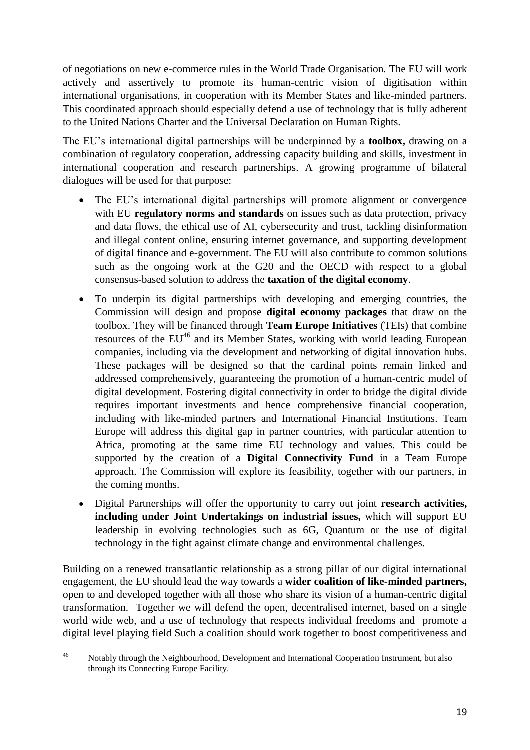of negotiations on new e-commerce rules in the World Trade Organisation. The EU will work actively and assertively to promote its human-centric vision of digitisation within international organisations, in cooperation with its Member States and like-minded partners. This coordinated approach should especially defend a use of technology that is fully adherent to the United Nations Charter and the Universal Declaration on Human Rights.

The EU's international digital partnerships will be underpinned by a **toolbox,** drawing on a combination of regulatory cooperation, addressing capacity building and skills, investment in international cooperation and research partnerships. A growing programme of bilateral dialogues will be used for that purpose:

- The EU's international digital partnerships will promote alignment or convergence with EU **regulatory norms and standards** on issues such as data protection, privacy and data flows, the ethical use of AI, cybersecurity and trust, tackling disinformation and illegal content online, ensuring internet governance, and supporting development of digital finance and e-government. The EU will also contribute to common solutions such as the ongoing work at the G20 and the OECD with respect to a global consensus-based solution to address the **taxation of the digital economy**.
- To underpin its digital partnerships with developing and emerging countries, the Commission will design and propose **digital economy packages** that draw on the toolbox. They will be financed through **Team Europe Initiatives** (TEIs) that combine resources of the EU[46] and its Member States, working with world leading European companies, including via the development and networking of digital innovation hubs. These packages will be designed so that the cardinal points remain linked and addressed comprehensively, guaranteeing the promotion of a human-centric model of digital development. Fostering digital connectivity in order to bridge the digital divide requires important investments and hence comprehensive financial cooperation, including with like-minded partners and International Financial Institutions. Team Europe will address this digital gap in partner countries, with particular attention to Africa, promoting at the same time EU technology and values. This could be supported by the creation of a **Digital Connectivity Fund** in a Team Europe approach. The Commission will explore its feasibility, together with our partners, in the coming months.
- Digital Partnerships will offer the opportunity to carry out joint **research activities, including under Joint Undertakings on industrial issues,** which will support EU leadership in evolving technologies such as 6G, Quantum or the use of digital technology in the fight against climate change and environmental challenges.

Building on a renewed transatlantic relationship as a strong pillar of our digital international engagement, the EU should lead the way towards a **wider coalition of like-minded partners,** open to and developed together with all those who share its vision of a human-centric digital transformation. Together we will defend the open, decentralised internet, based on a single world wide web, and a use of technology that respects individual freedoms and promote a digital level playing field Such a coalition should work together to boost competitiveness and

---

[46] Notably through the Neighbourhood, Development and International Cooperation Instrument, but also through its Connecting Europe Facility.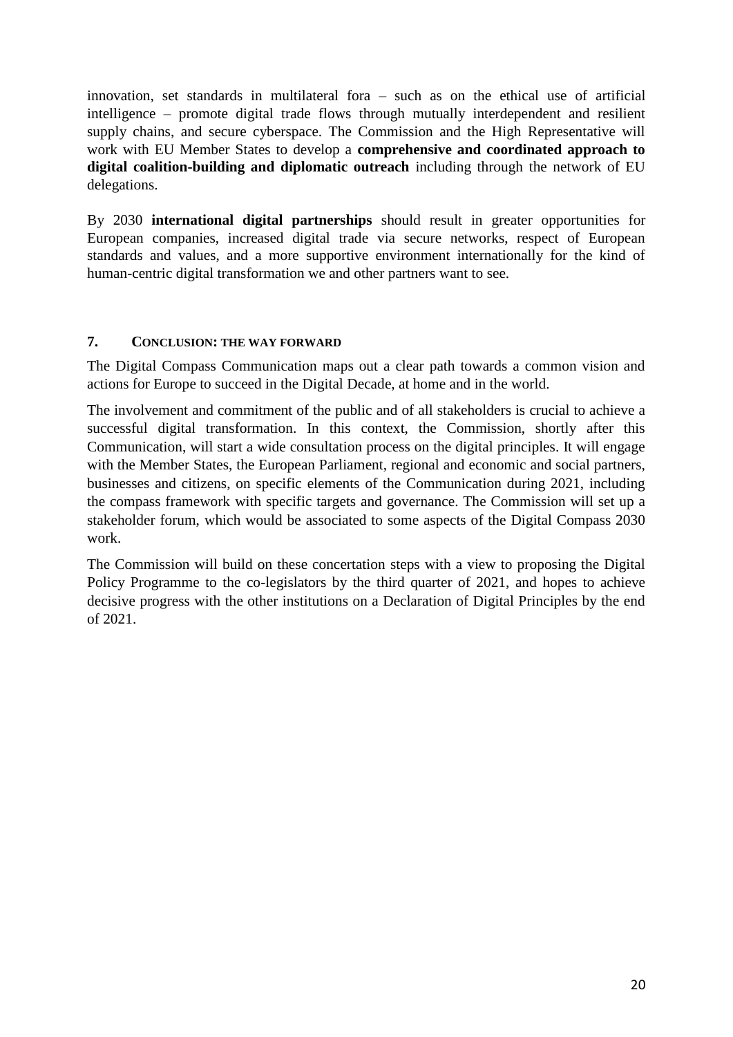innovation, set standards in multilateral fora – such as on the ethical use of artificial intelligence – promote digital trade flows through mutually interdependent and resilient supply chains, and secure cyberspace. The Commission and the High Representative will work with EU Member States to develop a **comprehensive and coordinated approach to digital coalition-building and diplomatic outreach** including through the network of EU delegations.

By 2030 **international digital partnerships** should result in greater opportunities for European companies, increased digital trade via secure networks, respect of European standards and values, and a more supportive environment internationally for the kind of human-centric digital transformation we and other partners want to see.

## 7. CONCLUSION: THE WAY FORWARD

The Digital Compass Communication maps out a clear path towards a common vision and actions for Europe to succeed in the Digital Decade, at home and in the world.

The involvement and commitment of the public and of all stakeholders is crucial to achieve a successful digital transformation. In this context, the Commission, shortly after this Communication, will start a wide consultation process on the digital principles. It will engage with the Member States, the European Parliament, regional and economic and social partners, businesses and citizens, on specific elements of the Communication during 2021, including the compass framework with specific targets and governance. The Commission will set up a stakeholder forum, which would be associated to some aspects of the Digital Compass 2030 work.

The Commission will build on these concertation steps with a view to proposing the Digital Policy Programme to the co-legislators by the third quarter of 2021, and hopes to achieve decisive progress with the other institutions on a Declaration of Digital Principles by the end of 2021.